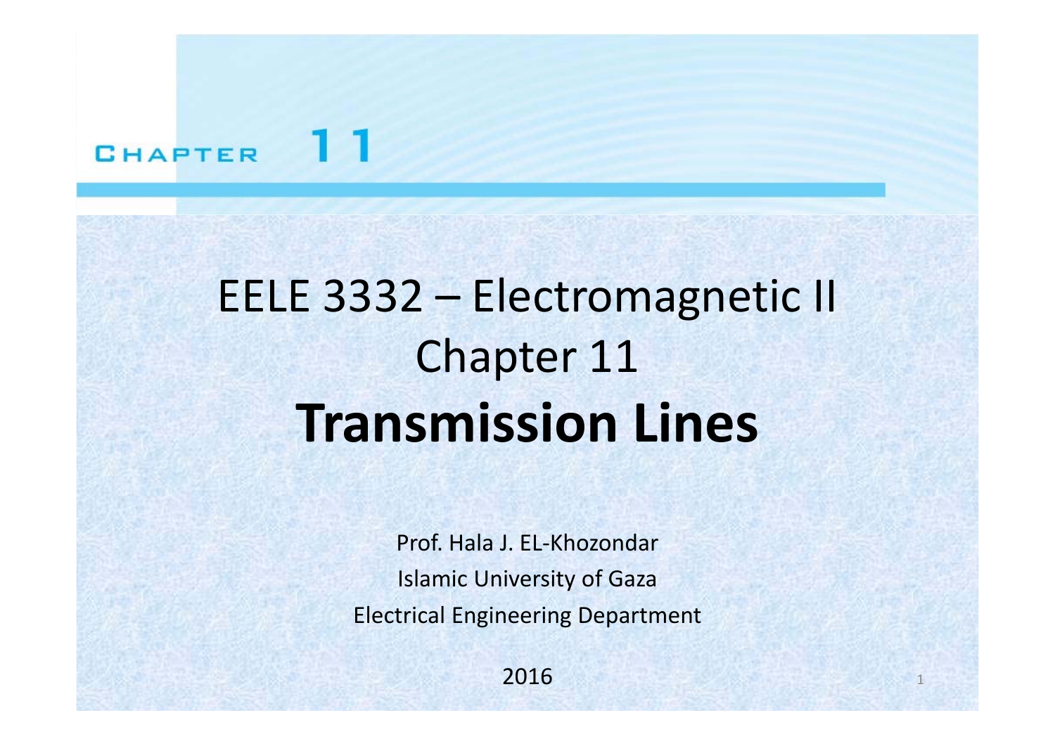CHAPTER 11

# EELE 3332 – Electromagnetic II
## Chapter 11
# Transmission Lines

Prof. Hala J. EL-Khozondar

Islamic University of Gaza

Electrical Engineering Department

2016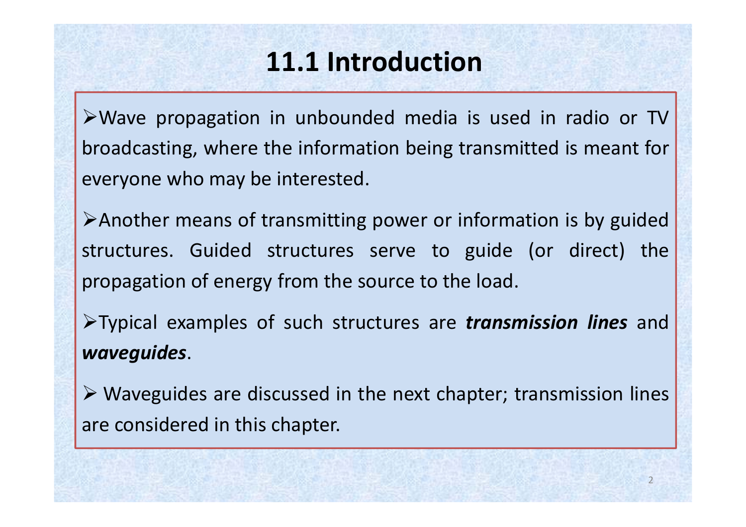# 11.1 Introduction

- Wave propagation in unbounded media is used in radio or TV broadcasting, where the information being transmitted is meant for everyone who may be interested.

- Another means of transmitting power or information is by guided structures. Guided structures serve to guide (or direct) the propagation of energy from the source to the load.

- Typical examples of such structures are ***transmission lines*** and ***waveguides***.

- Waveguides are discussed in the next chapter; transmission lines are considered in this chapter.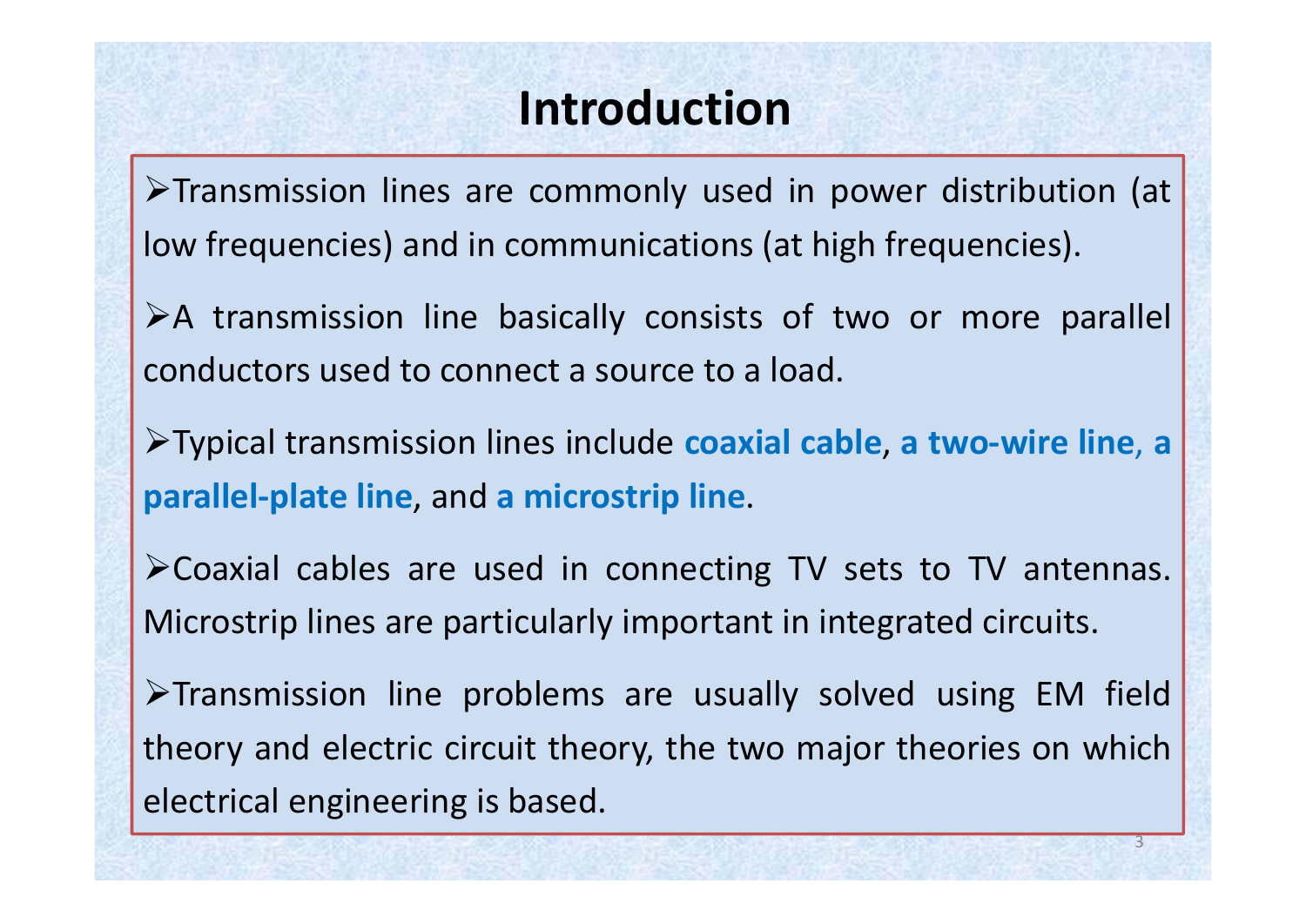# Introduction

- Transmission lines are commonly used in power distribution (at low frequencies) and in communications (at high frequencies).
- A transmission line basically consists of two or more parallel conductors used to connect a source to a load.
- Typical transmission lines include **coaxial cable**, **a two-wire line**, **a parallel-plate line**, and **a microstrip line**.
- Coaxial cables are used in connecting TV sets to TV antennas. Microstrip lines are particularly important in integrated circuits.
- Transmission line problems are usually solved using EM field theory and electric circuit theory, the two major theories on which electrical engineering is based.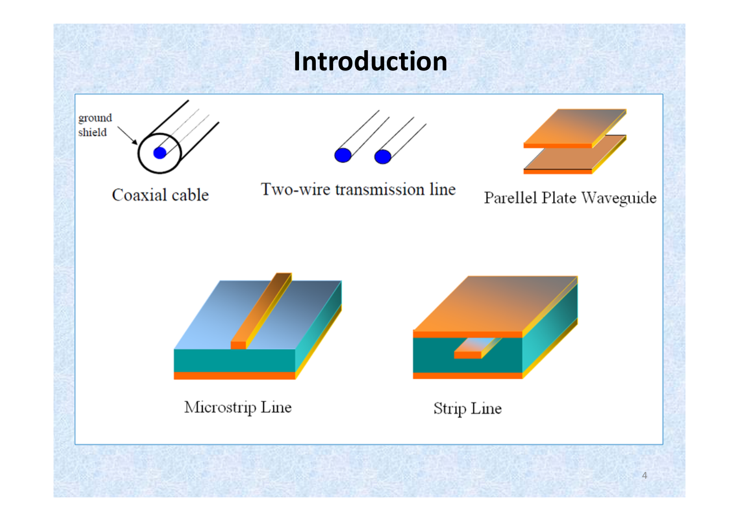# Introduction

ground shield

Coaxial cable

Two-wire transmission line

Parellel Plate Waveguide

Microstrip Line

Strip Line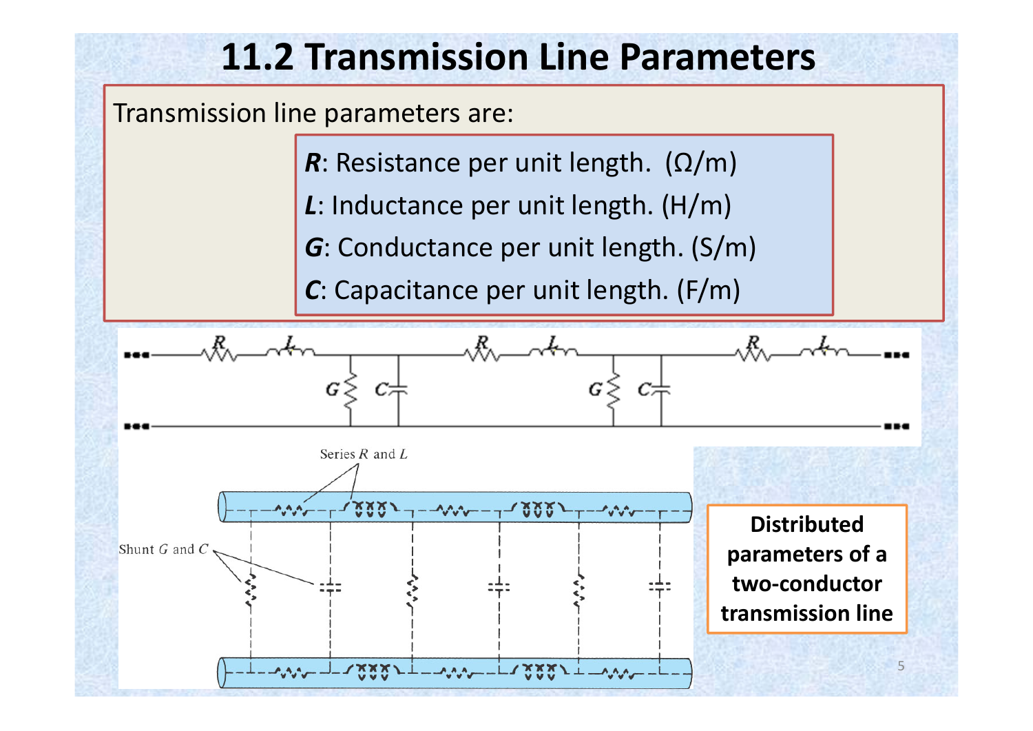# 11.2 Transmission Line Parameters

Transmission line parameters are:

- ***R***: Resistance per unit length. (Ω/m)
- ***L***: Inductance per unit length. (H/m)
- ***G***: Conductance per unit length. (S/m)
- ***C***: Capacitance per unit length. (F/m)

**Distributed parameters of a two-conductor transmission line**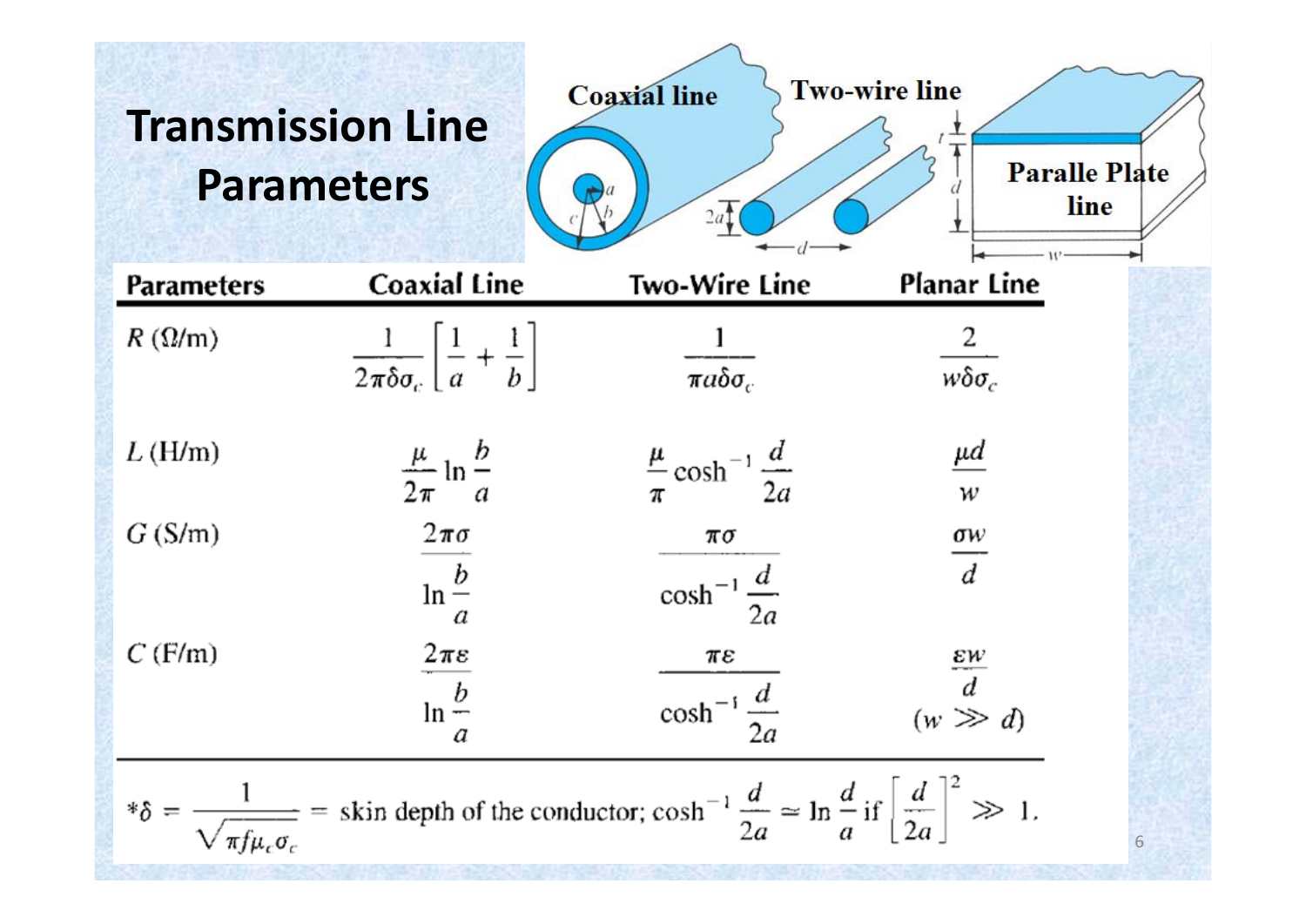# Transmission Line Parameters

Coaxial line | Two-wire line | Paralle Plate line

| Parameters | Coaxial Line | Two-Wire Line | Planar Line |
|---|---|---|---|
| $R$ (Ω/m) | $\dfrac{1}{2\pi\delta\sigma_c}\left[\dfrac{1}{a}+\dfrac{1}{b}\right]$ | $\dfrac{1}{\pi a\delta\sigma_c}$ | $\dfrac{2}{w\delta\sigma_c}$ |
| $L$ (H/m) | $\dfrac{\mu}{2\pi}\ln\dfrac{b}{a}$ | $\dfrac{\mu}{\pi}\cosh^{-1}\dfrac{d}{2a}$ | $\dfrac{\mu d}{w}$ |
| $G$ (S/m) | $\dfrac{2\pi\sigma}{\ln\dfrac{b}{a}}$ | $\dfrac{\pi\sigma}{\cosh^{-1}\dfrac{d}{2a}}$ | $\dfrac{\sigma w}{d}$ |
| $C$ (F/m) | $\dfrac{2\pi\varepsilon}{\ln\dfrac{b}{a}}$ | $\dfrac{\pi\varepsilon}{\cosh^{-1}\dfrac{d}{2a}}$ | $\dfrac{\varepsilon w}{d}$ $(w \gg d)$ |

$*\delta = \dfrac{1}{\sqrt{\pi f \mu_c \sigma_c}}$ = skin depth of the conductor; $\cosh^{-1}\dfrac{d}{2a} \simeq \ln\dfrac{d}{a}$ if $\left[\dfrac{d}{2a}\right]^2 \gg 1$.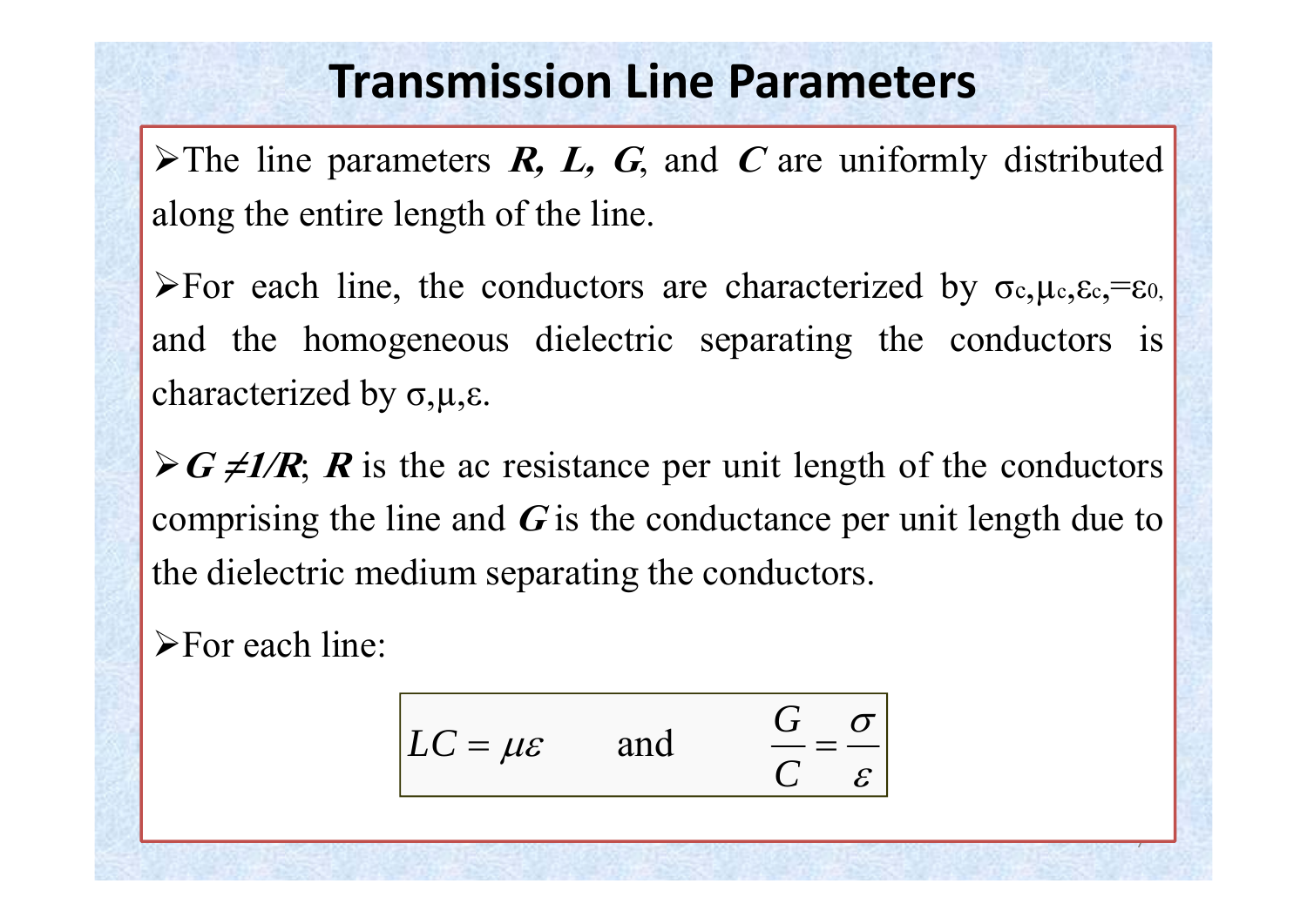# Transmission Line Parameters

- The line parameters ***R, L, G***, and ***C*** are uniformly distributed along the entire length of the line.

- For each line, the conductors are characterized by $\sigma_c, \mu_c, \varepsilon_c = \varepsilon_0$, and the homogeneous dielectric separating the conductors is characterized by $\sigma, \mu, \varepsilon$.

- $G \neq 1/R$; ***R*** is the ac resistance per unit length of the conductors comprising the line and ***G*** is the conductance per unit length due to the dielectric medium separating the conductors.

- For each line:

$$LC = \mu\varepsilon \qquad \text{and} \qquad \frac{G}{C} = \frac{\sigma}{\varepsilon}$$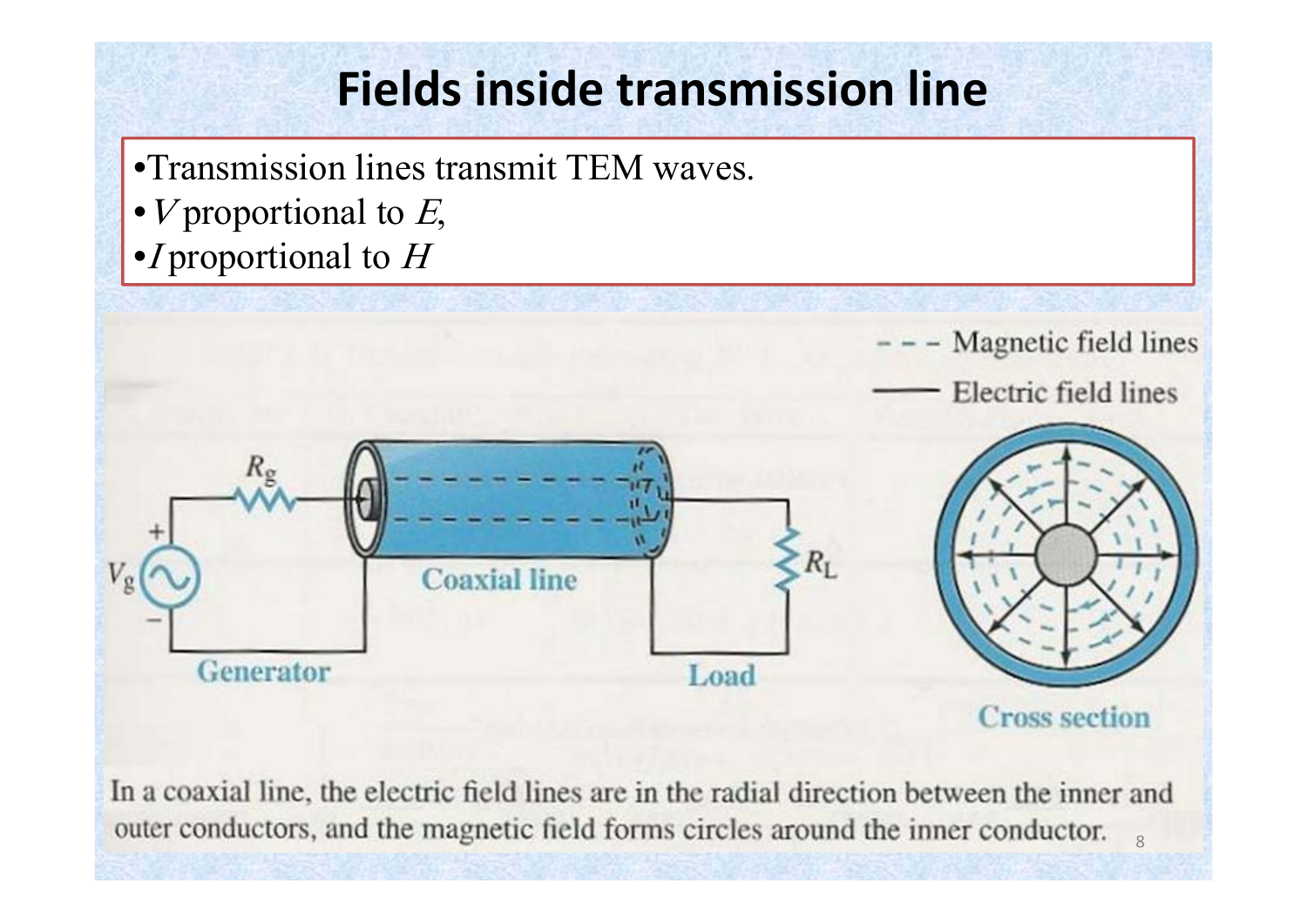# Fields inside transmission line

- Transmission lines transmit TEM waves.
- $V$ proportional to $E$,
- $I$ proportional to $H$

In a coaxial line, the electric field lines are in the radial direction between the inner and outer conductors, and the magnetic field forms circles around the inner conductor.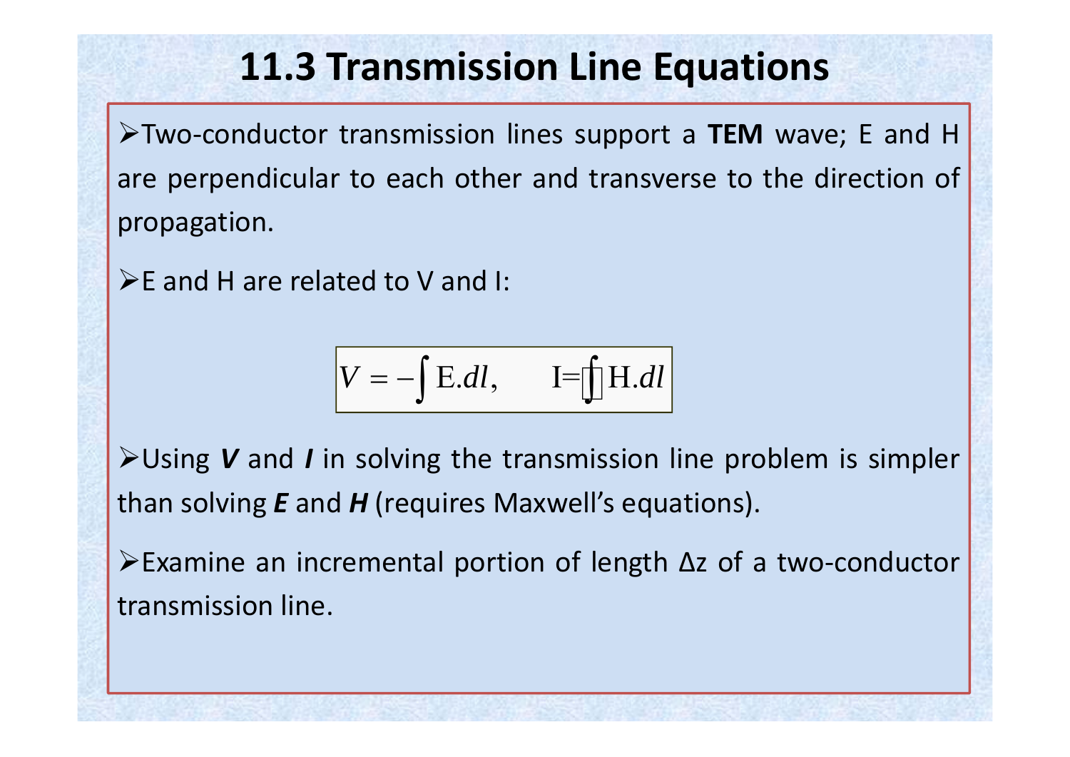# 11.3 Transmission Line Equations

- Two-conductor transmission lines support a **TEM** wave; E and H are perpendicular to each other and transverse to the direction of propagation.
- E and H are related to V and I:

$$V = -\int \mathrm{E}.dl, \qquad \mathrm{I} = \oint \mathrm{H}.dl$$

- Using ***V*** and ***I*** in solving the transmission line problem is simpler than solving ***E*** and ***H*** (requires Maxwell's equations).
- Examine an incremental portion of length Δz of a two-conductor transmission line.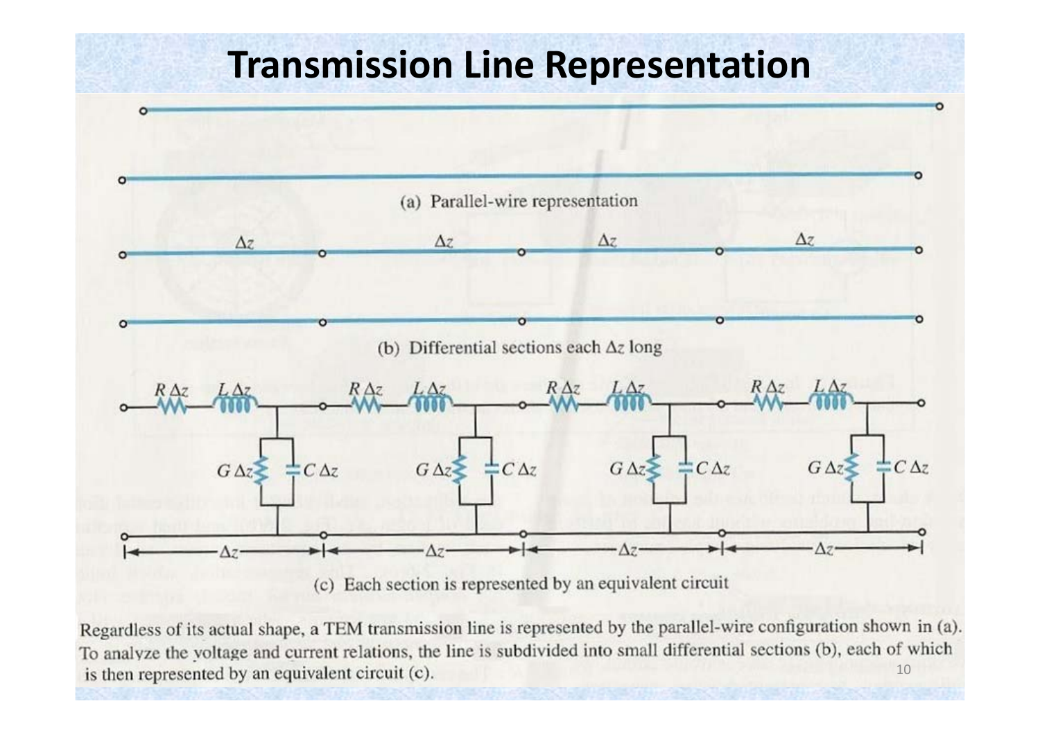# Transmission Line Representation

(a) Parallel-wire representation

(b) Differential sections each $\Delta z$ long

(c) Each section is represented by an equivalent circuit

Regardless of its actual shape, a TEM transmission line is represented by the parallel-wire configuration shown in (a). To analyze the voltage and current relations, the line is subdivided into small differential sections (b), each of which is then represented by an equivalent circuit (c).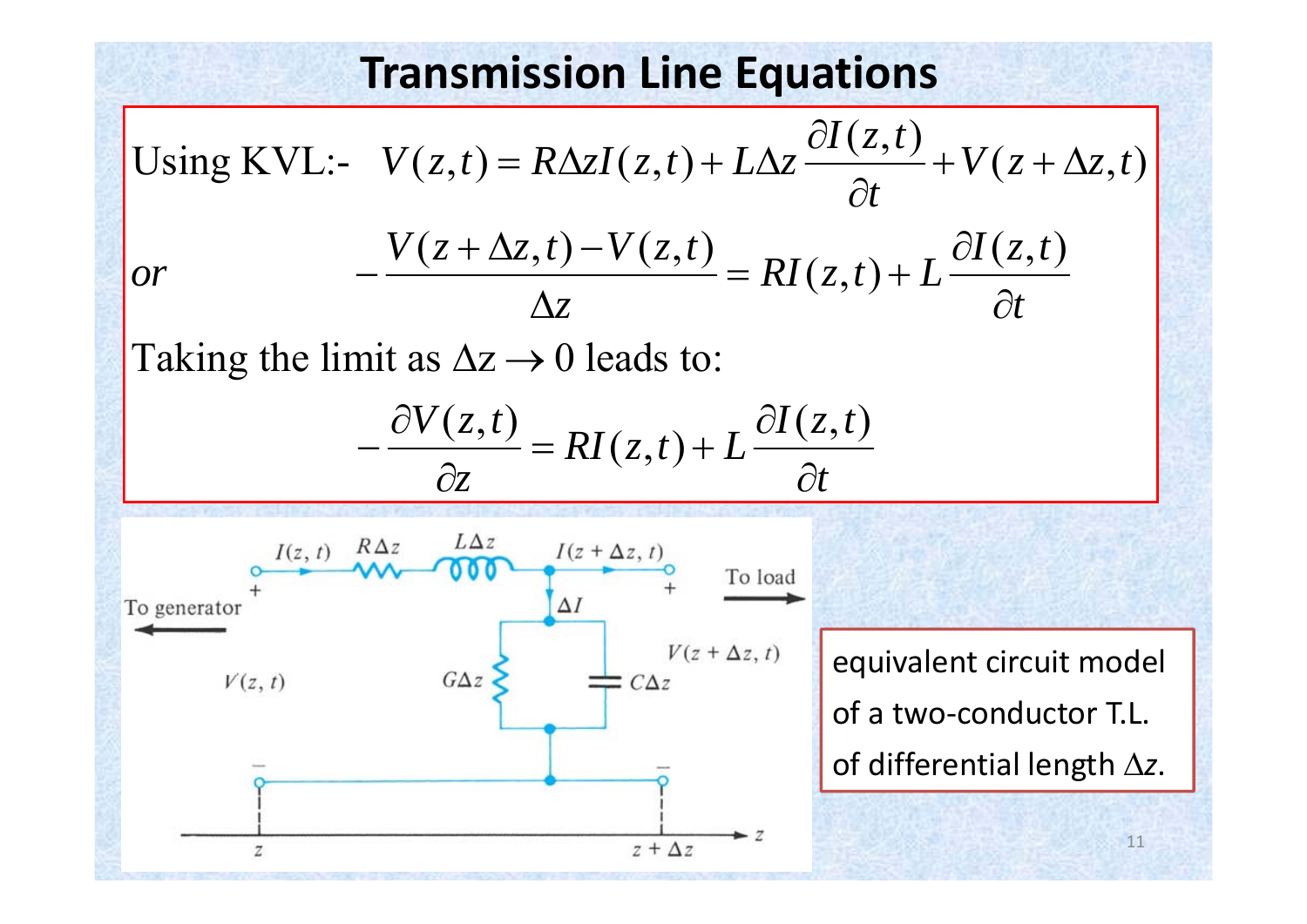# Transmission Line Equations

Using KVL:- $V(z,t) = R\Delta z I(z,t) + L\Delta z \dfrac{\partial I(z,t)}{\partial t} + V(z+\Delta z,t)$

*or*

$$-\frac{V(z+\Delta z,t) - V(z,t)}{\Delta z} = RI(z,t) + L\frac{\partial I(z,t)}{\partial t}$$

Taking the limit as $\Delta z \rightarrow 0$ leads to:

$$-\frac{\partial V(z,t)}{\partial z} = RI(z,t) + L\frac{\partial I(z,t)}{\partial t}$$

equivalent circuit model of a two-conductor T.L. of differential length $\Delta z$.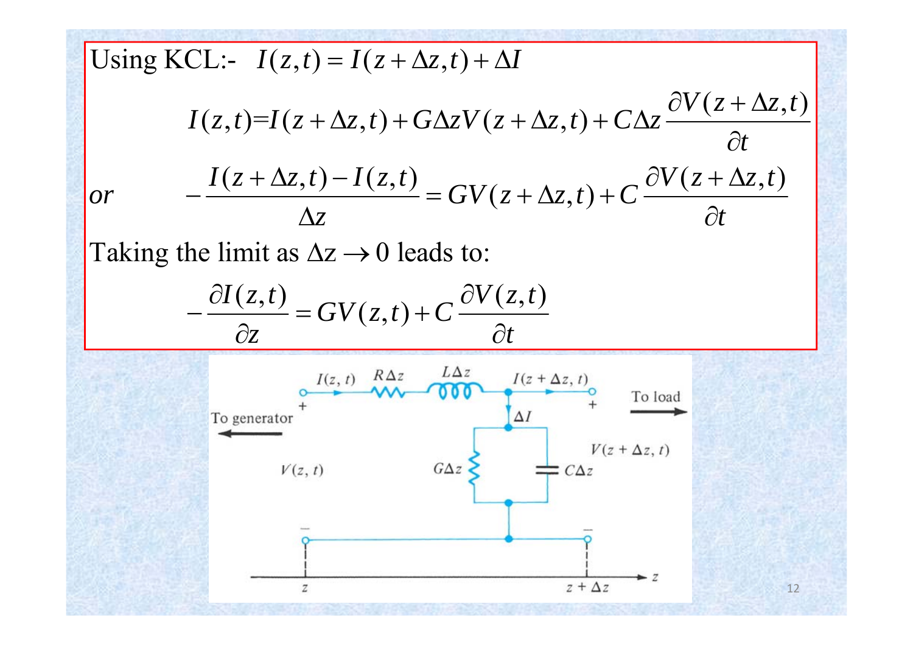Using KCL:- $I(z,t) = I(z+\Delta z,t) + \Delta I$

$$I(z,t) = I(z+\Delta z,t) + G\Delta z V(z+\Delta z,t) + C\Delta z \frac{\partial V(z+\Delta z,t)}{\partial t}$$

*or*

$$-\frac{I(z+\Delta z,t) - I(z,t)}{\Delta z} = GV(z+\Delta z,t) + C\frac{\partial V(z+\Delta z,t)}{\partial t}$$

Taking the limit as $\Delta z \rightarrow 0$ leads to:

$$-\frac{\partial I(z,t)}{\partial z} = GV(z,t) + C\frac{\partial V(z,t)}{\partial t}$$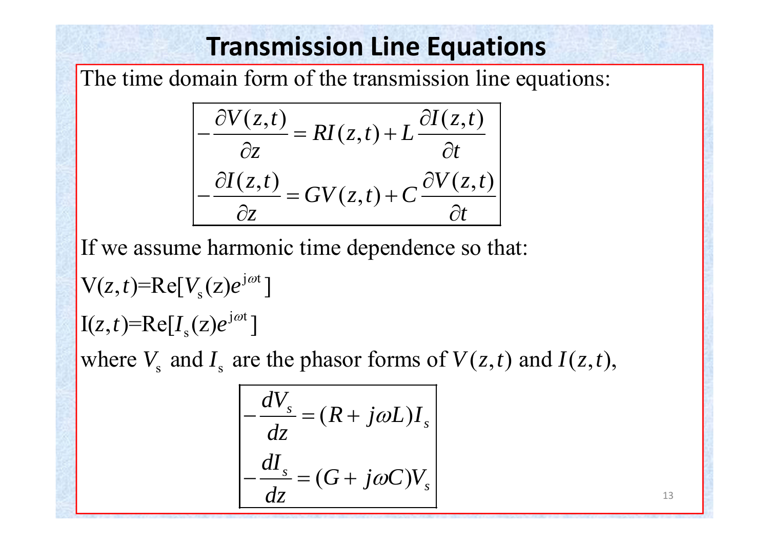# Transmission Line Equations

The time domain form of the transmission line equations:

$$
-\frac{\partial V(z,t)}{\partial z} = RI(z,t) + L\frac{\partial I(z,t)}{\partial t}
$$

$$
-\frac{\partial I(z,t)}{\partial z} = GV(z,t) + C\frac{\partial V(z,t)}{\partial t}
$$

If we assume harmonic time dependence so that:

$\mathrm{V}(z,t)=\mathrm{Re}[V_s(\mathrm{z})e^{j\omega t}]$

$\mathrm{I}(z,t)=\mathrm{Re}[I_s(\mathrm{z})e^{j\omega t}]$

where $V_s$ and $I_s$ are the phasor forms of $V(z,t)$ and $I(z,t)$,

$$
-\frac{dV_s}{dz} = (R + j\omega L)I_s
$$

$$
-\frac{dI_s}{dz} = (G + j\omega C)V_s
$$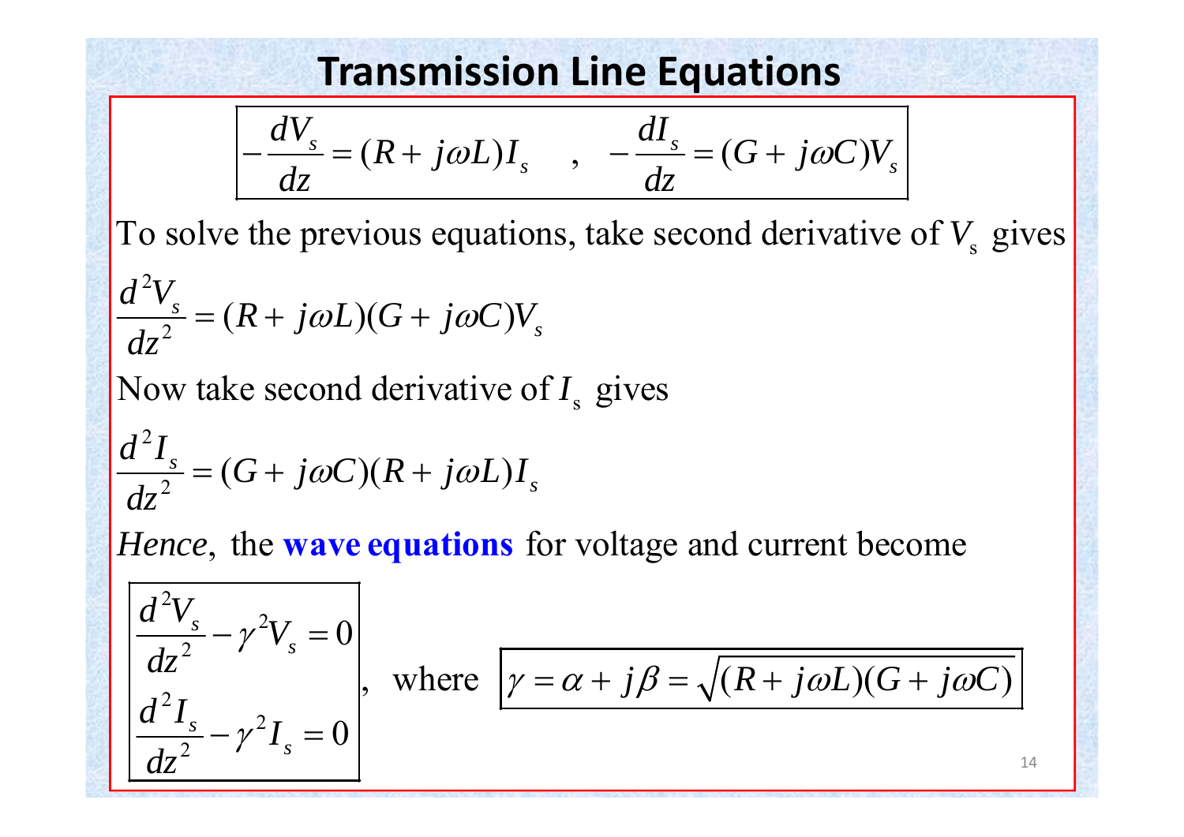# Transmission Line Equations

$$-\frac{dV_s}{dz} = (R + j\omega L)I_s \quad , \quad -\frac{dI_s}{dz} = (G + j\omega C)V_s$$

To solve the previous equations, take second derivative of $V_s$ gives

$$\frac{d^2V_s}{dz^2} = (R + j\omega L)(G + j\omega C)V_s$$

Now take second derivative of $I_s$ gives

$$\frac{d^2I_s}{dz^2} = (G + j\omega C)(R + j\omega L)I_s$$

*Hence*, the **wave equations** for voltage and current become

$$\frac{d^2V_s}{dz^2} - \gamma^2 V_s = 0$$

$$\frac{d^2I_s}{dz^2} - \gamma^2 I_s = 0$$

, where

$$\gamma = \alpha + j\beta = \sqrt{(R + j\omega L)(G + j\omega C)}$$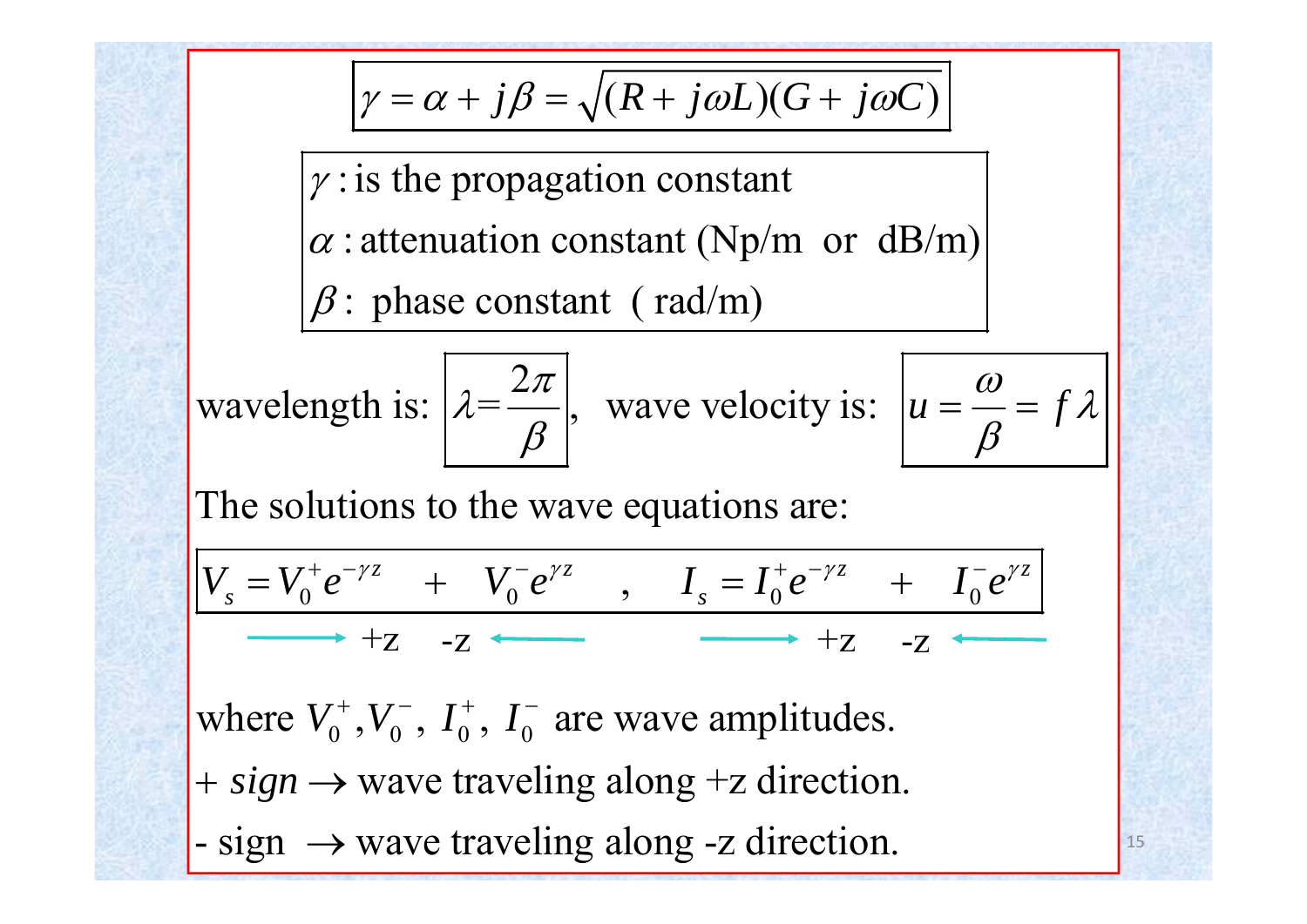$$\gamma = \alpha + j\beta = \sqrt{(R + j\omega L)(G + j\omega C)}$$

$\gamma$ : is the propagation constant

$\alpha$ : attenuation constant (Np/m or dB/m)

$\beta$ : phase constant ( rad/m)

wavelength is: $\lambda = \dfrac{2\pi}{\beta}$, wave velocity is: $u = \dfrac{\omega}{\beta} = f\lambda$

The solutions to the wave equations are:

$$V_s = V_0^+ e^{-\gamma z} \quad + \quad V_0^- e^{\gamma z} \quad , \quad I_s = I_0^+ e^{-\gamma z} \quad + \quad I_0^- e^{\gamma z}$$

$\longrightarrow$ +z  -z $\longleftarrow$  $\longrightarrow$ +z  -z $\longleftarrow$

where $V_0^+, V_0^-, I_0^+, I_0^-$ are wave amplitudes.

+ *sign* $\rightarrow$ wave traveling along +z direction.

- sign $\rightarrow$ wave traveling along -z direction.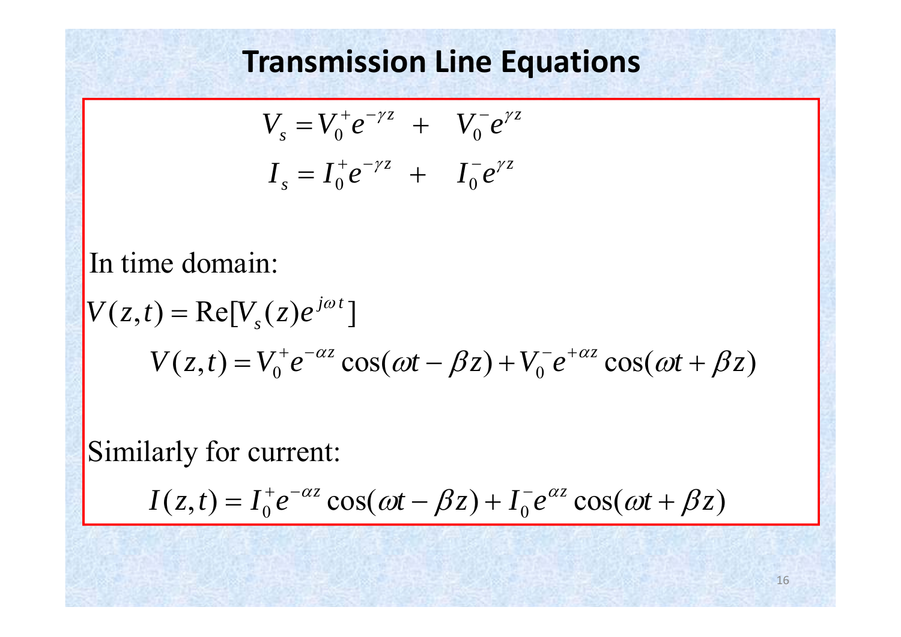# Transmission Line Equations

$$V_s = V_0^+ e^{-\gamma z} \ + \ V_0^- e^{\gamma z}$$

$$I_s = I_0^+ e^{-\gamma z} \ + \ I_0^- e^{\gamma z}$$

In time domain:

$$V(z,t) = \mathrm{Re}[V_s(z) e^{j\omega t}]$$

$$V(z,t) = V_0^+ e^{-\alpha z} \cos(\omega t - \beta z) + V_0^- e^{+\alpha z} \cos(\omega t + \beta z)$$

Similarly for current:

$$I(z,t) = I_0^+ e^{-\alpha z} \cos(\omega t - \beta z) + I_0^- e^{\alpha z} \cos(\omega t + \beta z)$$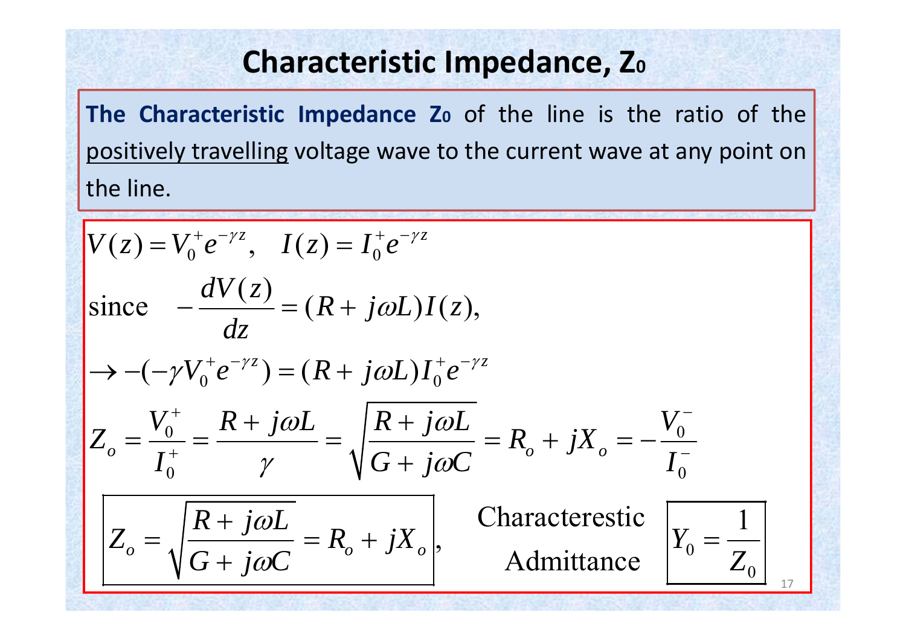# Characteristic Impedance, Z0

**The Characteristic Impedance Z0** of the line is the ratio of the positively travelling voltage wave to the current wave at any point on the line.

$$V(z) = V_0^+ e^{-\gamma z}, \quad I(z) = I_0^+ e^{-\gamma z}$$

$$\text{since} \quad -\frac{dV(z)}{dz} = (R + j\omega L) I(z),$$

$$\rightarrow -(-\gamma V_0^+ e^{-\gamma z}) = (R + j\omega L) I_0^+ e^{-\gamma z}$$

$$Z_o = \frac{V_0^+}{I_0^+} = \frac{R + j\omega L}{\gamma} = \sqrt{\frac{R + j\omega L}{G + j\omega C}} = R_o + jX_o = -\frac{V_0^-}{I_0^-}$$

$$\boxed{Z_o = \sqrt{\frac{R + j\omega L}{G + j\omega C}} = R_o + jX_o},$$

Characterestic Admittance $\boxed{Y_0 = \frac{1}{Z_0}}$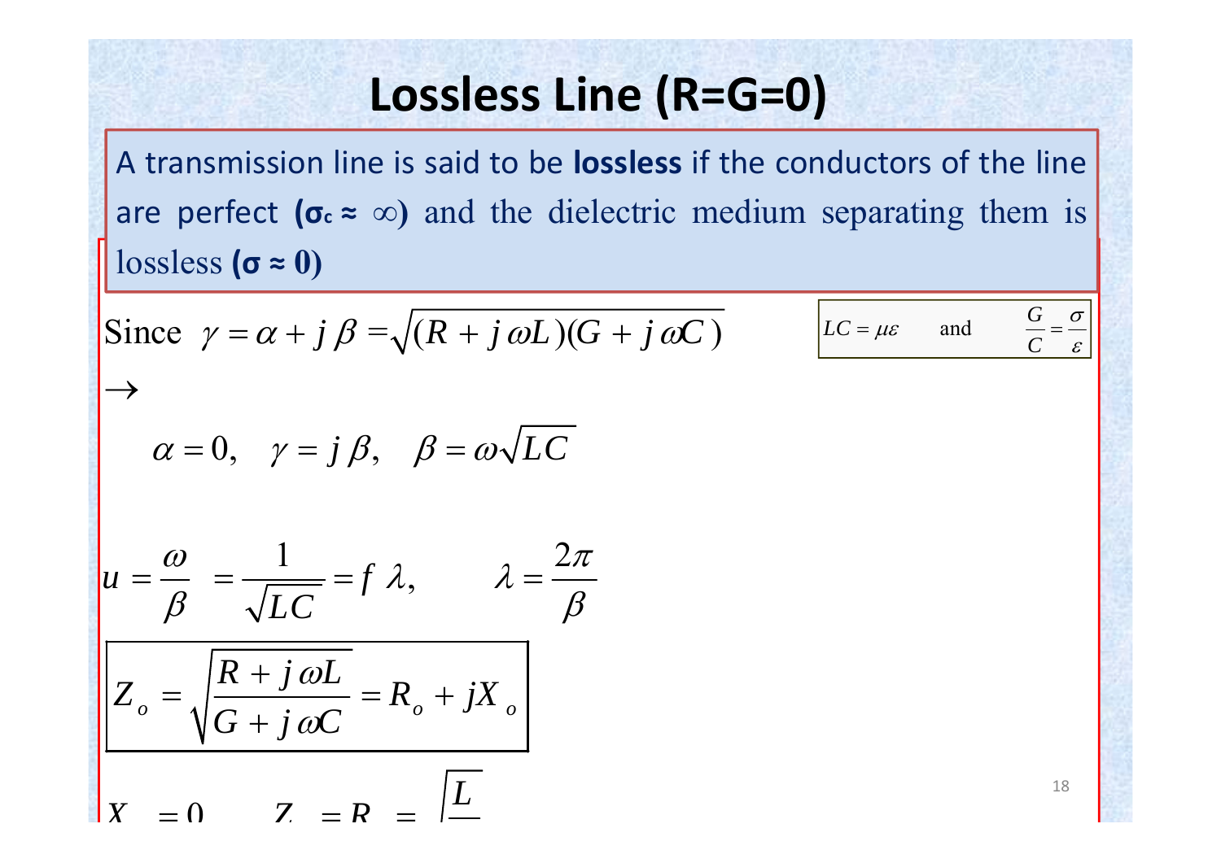# Lossless Line (R=G=0)

A transmission line is said to be **lossless** if the conductors of the line are perfect **($\sigma_c \approx \infty$)** and the dielectric medium separating them is lossless **($\sigma \approx 0$)**

Since $\gamma = \alpha + j\beta = \sqrt{(R + j\omega L)(G + j\omega C)}$

$$LC = \mu\varepsilon \qquad \text{and} \qquad \frac{G}{C} = \frac{\sigma}{\varepsilon}$$

$\rightarrow$

$$\alpha = 0, \quad \gamma = j\beta, \quad \beta = \omega\sqrt{LC}$$

$$u = \frac{\omega}{\beta} = \frac{1}{\sqrt{LC}} = f\lambda, \qquad \lambda = \frac{2\pi}{\beta}$$

$$\boxed{Z_o = \sqrt{\frac{R + j\omega L}{G + j\omega C}} = R_o + jX_o}$$

$$X_o = 0 \qquad Z_o = R_o = \sqrt{\frac{L}{\;}}$$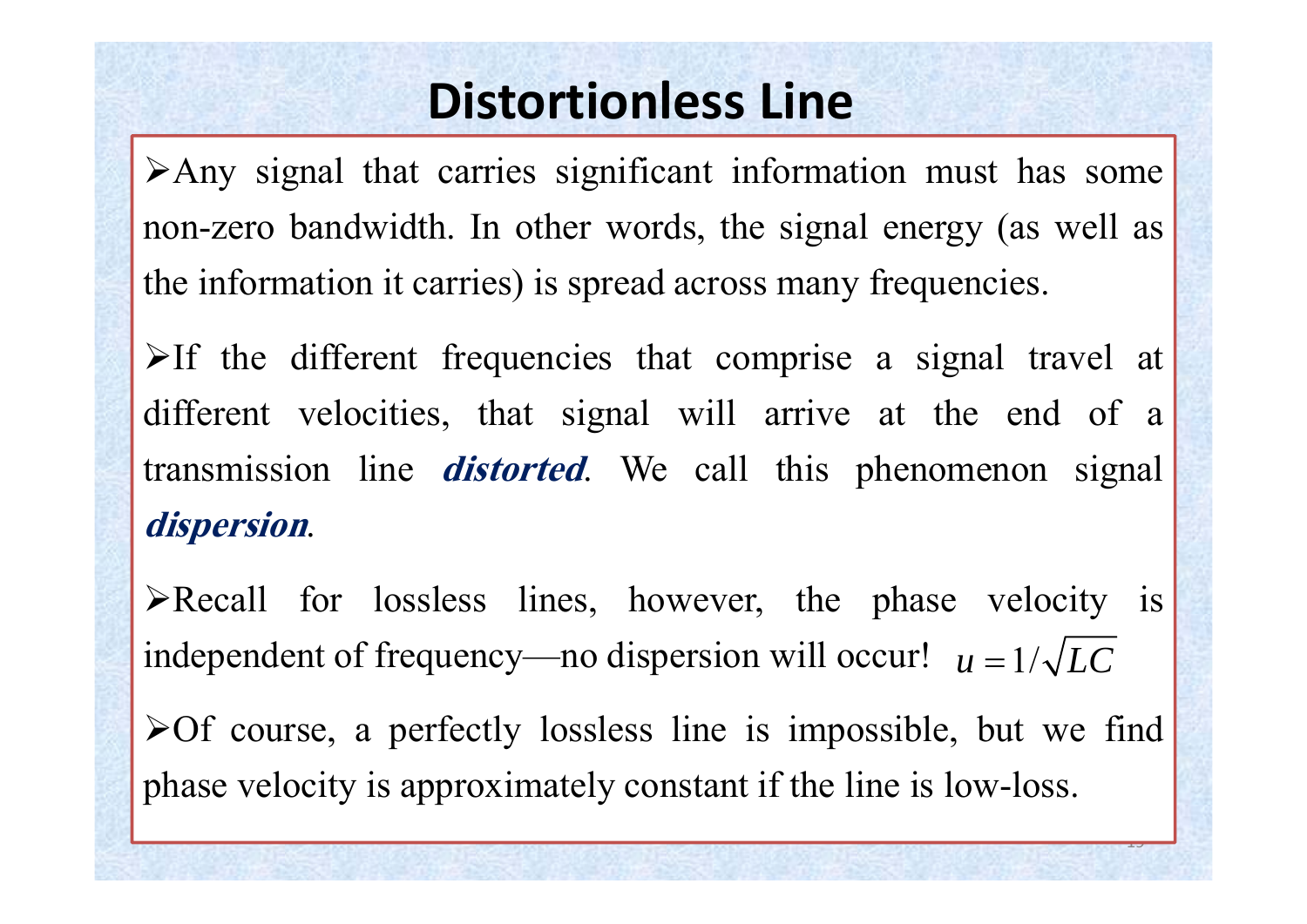# Distortionless Line

- Any signal that carries significant information must has some non-zero bandwidth. In other words, the signal energy (as well as the information it carries) is spread across many frequencies.

- If the different frequencies that comprise a signal travel at different velocities, that signal will arrive at the end of a transmission line ***distorted***. We call this phenomenon signal ***dispersion***.

- Recall for lossless lines, however, the phase velocity is independent of frequency—no dispersion will occur! $u = 1/\sqrt{LC}$

- Of course, a perfectly lossless line is impossible, but we find phase velocity is approximately constant if the line is low-loss.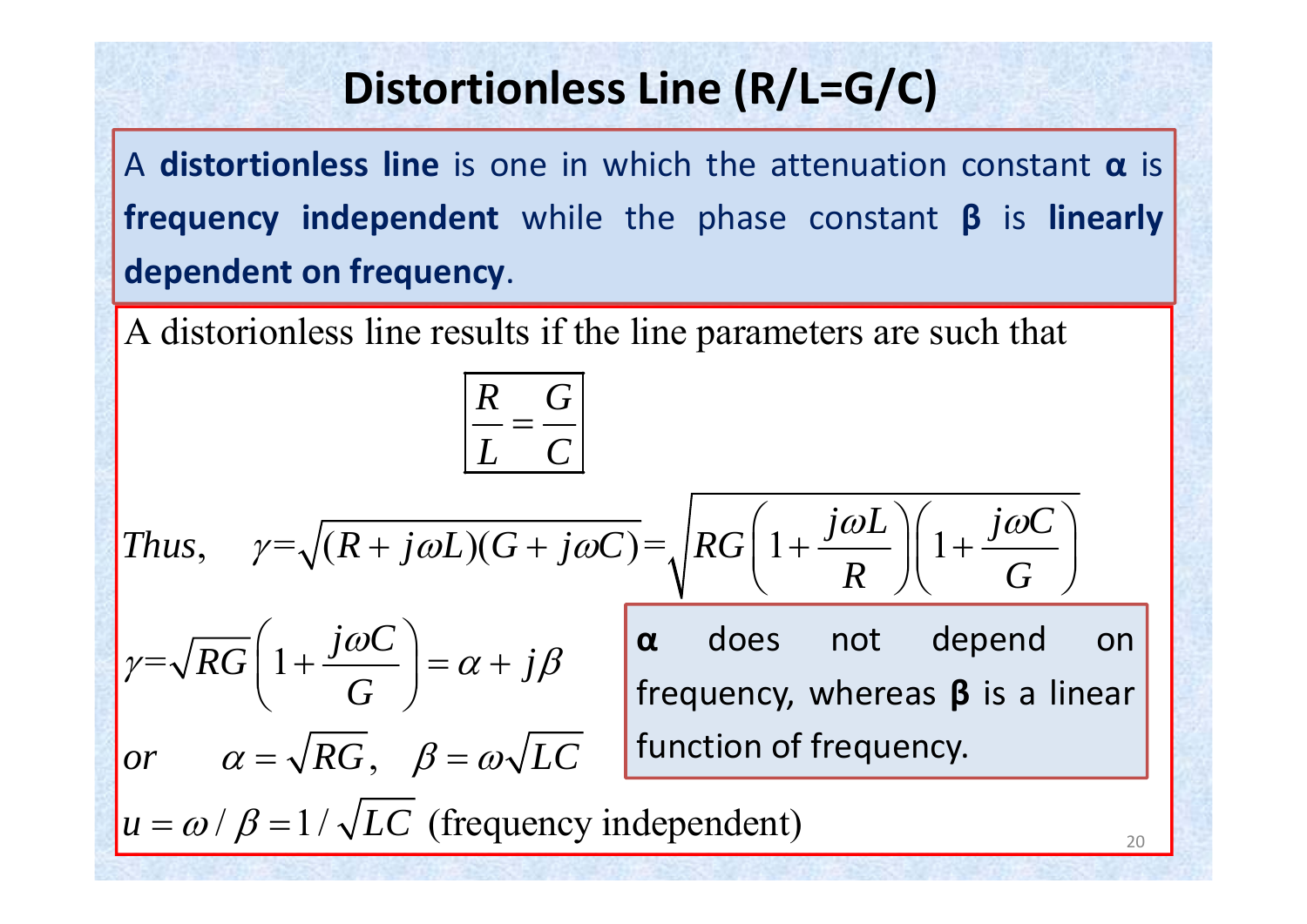# Distortionless Line (R/L=G/C)

A **distortionless line** is one in which the attenuation constant **α** is **frequency independent** while the phase constant **β** is **linearly dependent on frequency**.

A distorionless line results if the line parameters are such that

$$\boxed{\frac{R}{L} = \frac{G}{C}}$$

$$Thus, \quad \gamma = \sqrt{(R + j\omega L)(G + j\omega C)} = \sqrt{RG\left(1 + \frac{j\omega L}{R}\right)\left(1 + \frac{j\omega C}{G}\right)}$$

$$\gamma = \sqrt{RG}\left(1 + \frac{j\omega C}{G}\right) = \alpha + j\beta$$

$$or \quad \alpha = \sqrt{RG}, \quad \beta = \omega\sqrt{LC}$$

$$u = \omega / \beta = 1/\sqrt{LC} \text{ (frequency independent)}$$

**α** does not depend on frequency, whereas **β** is a linear function of frequency.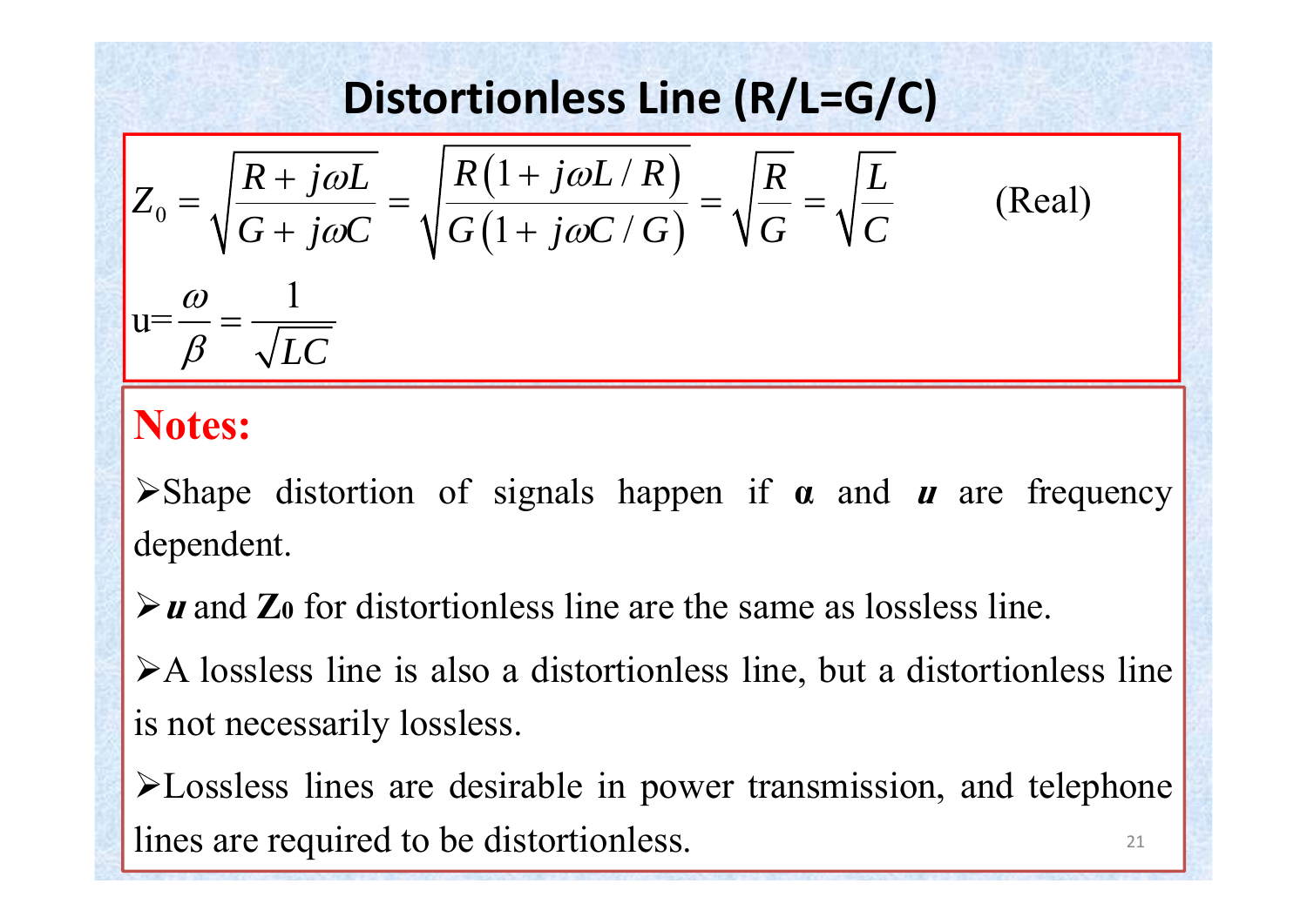# Distortionless Line (R/L=G/C)

$$Z_0 = \sqrt{\frac{R + j\omega L}{G + j\omega C}} = \sqrt{\frac{R\left(1 + j\omega L / R\right)}{G\left(1 + j\omega C / G\right)}} = \sqrt{\frac{R}{G}} = \sqrt{\frac{L}{C}} \qquad \text{(Real)}$$

$$\text{u} = \frac{\omega}{\beta} = \frac{1}{\sqrt{LC}}$$

**Notes:**

- Shape distortion of signals happen if **α** and ***u*** are frequency dependent.
- ***u*** and **$Z_0$** for distortionless line are the same as lossless line.
- A lossless line is also a distortionless line, but a distortionless line is not necessarily lossless.
- Lossless lines are desirable in power transmission, and telephone lines are required to be distortionless.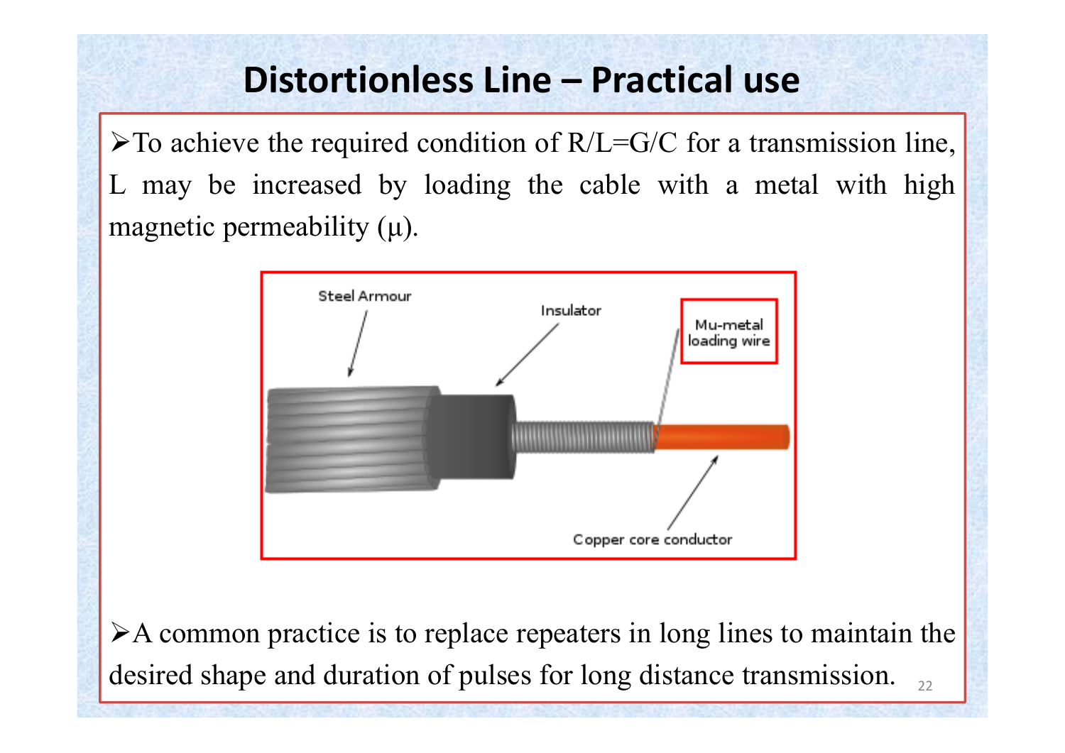# Distortionless Line – Practical use

- To achieve the required condition of $R/L=G/C$ for a transmission line, L may be increased by loading the cable with a metal with high magnetic permeability ($\mu$).

Steel Armour

Insulator

Mu-metal loading wire

Copper core conductor

- A common practice is to replace repeaters in long lines to maintain the desired shape and duration of pulses for long distance transmission.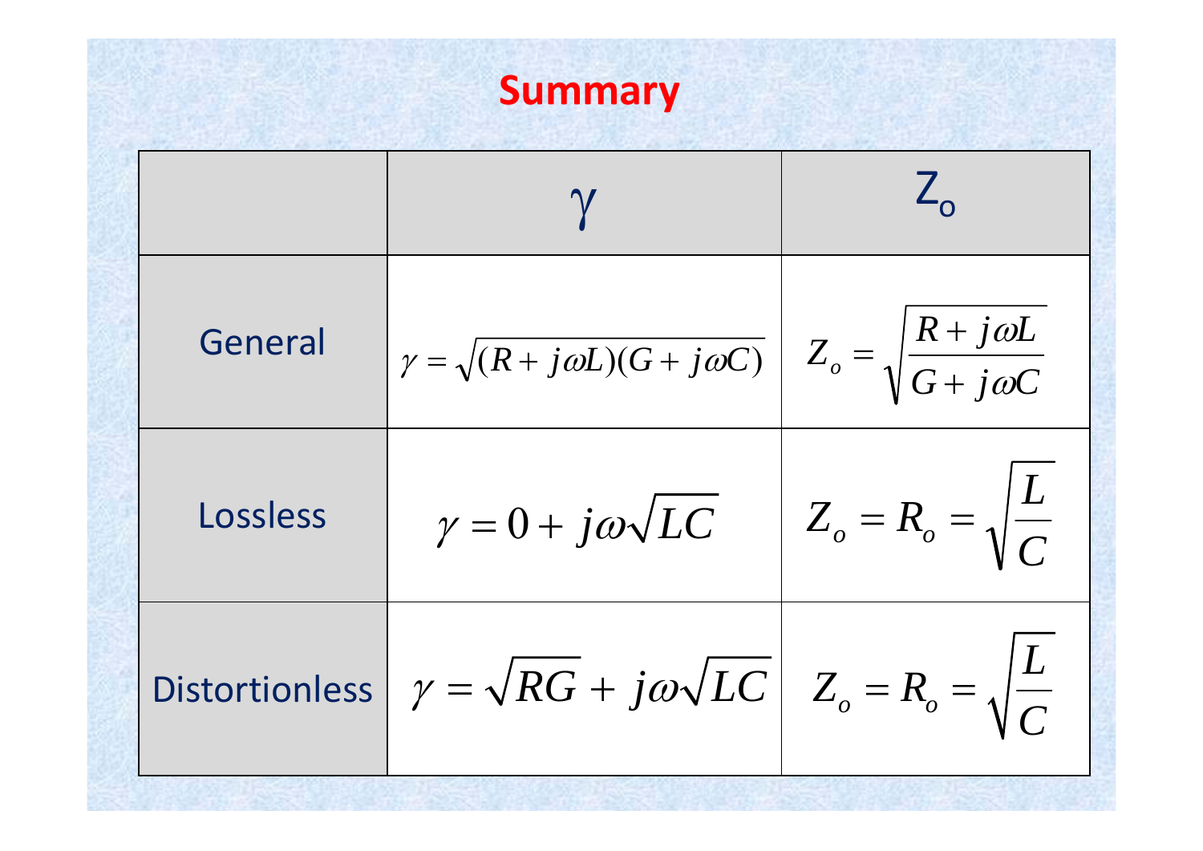# Summary

| | $\gamma$ | $Z_o$ |
|---|---|---|
| General | $\gamma = \sqrt{(R + j\omega L)(G + j\omega C)}$ | $Z_o = \sqrt{\dfrac{R + j\omega L}{G + j\omega C}}$ |
| Lossless | $\gamma = 0 + j\omega\sqrt{LC}$ | $Z_o = R_o = \sqrt{\dfrac{L}{C}}$ |
| Distortionless | $\gamma = \sqrt{RG} + j\omega\sqrt{LC}$ | $Z_o = R_o = \sqrt{\dfrac{L}{C}}$ |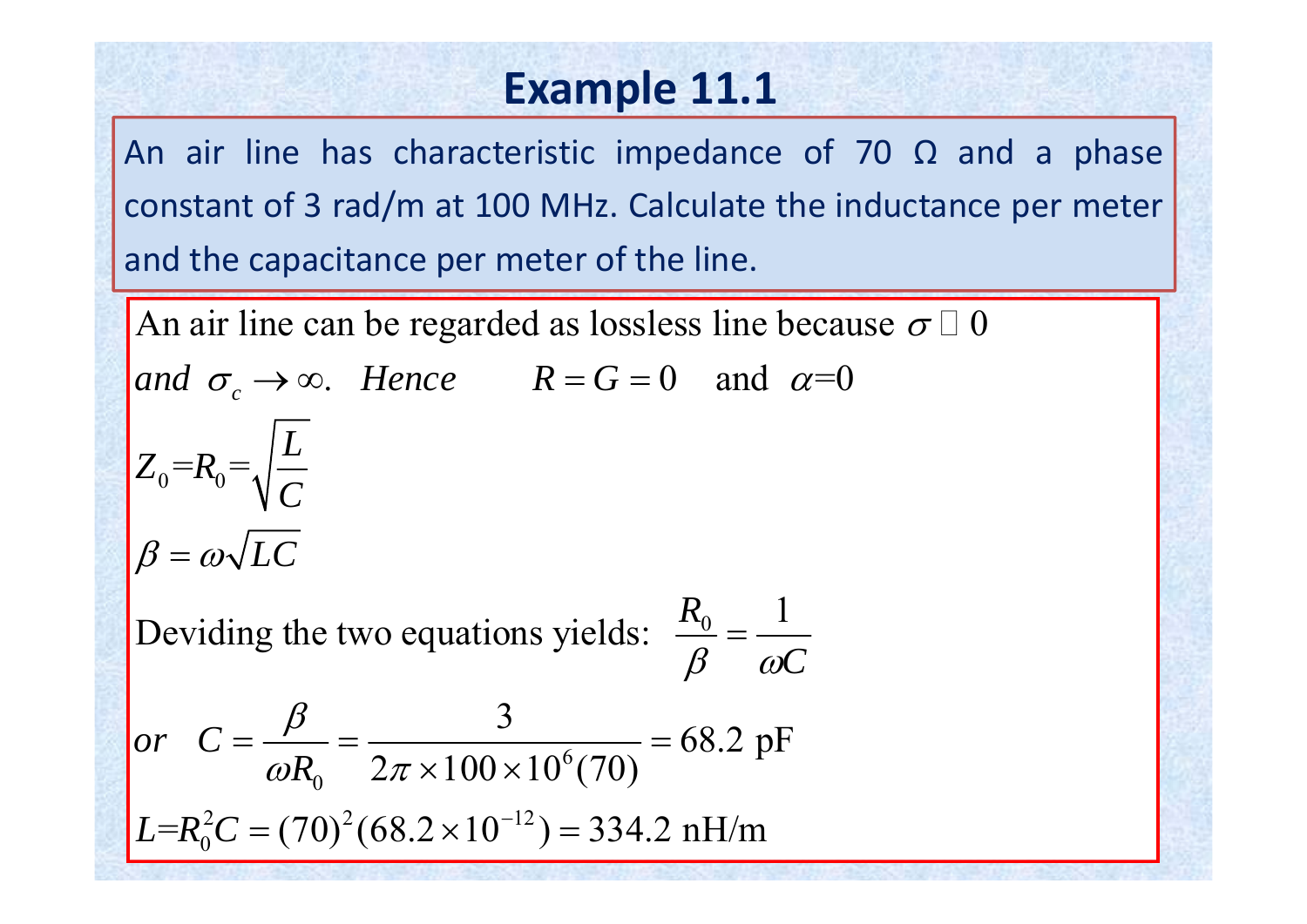# Example 11.1

An air line has characteristic impedance of 70 Ω and a phase constant of 3 rad/m at 100 MHz. Calculate the inductance per meter and the capacitance per meter of the line.

An air line can be regarded as lossless line because $\sigma \simeq 0$ *and* $\sigma_c \to \infty$. *Hence* $R = G = 0$ and $\alpha = 0$

$$Z_0 = R_0 = \sqrt{\frac{L}{C}}$$

$$\beta = \omega\sqrt{LC}$$

Deviding the two equations yields: $\dfrac{R_0}{\beta} = \dfrac{1}{\omega C}$

$$or \quad C = \frac{\beta}{\omega R_0} = \frac{3}{2\pi \times 100 \times 10^6 (70)} = 68.2 \text{ pF}$$

$$L = R_0^2 C = (70)^2 (68.2 \times 10^{-12}) = 334.2 \text{ nH/m}$$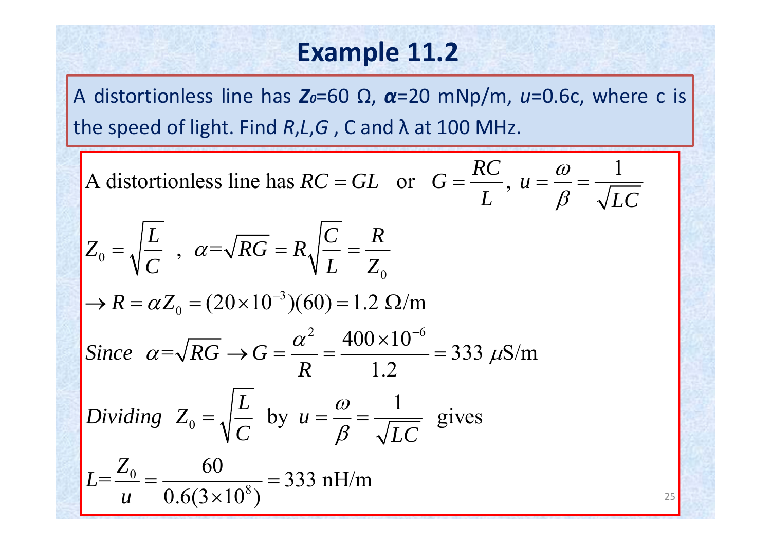# Example 11.2

A distortionless line has $Z_0$=60 Ω, $\alpha$=20 mNp/m, $u$=0.6c, where c is the speed of light. Find $R$,$L$,$G$ , C and λ at 100 MHz.

$$\text{A distortionless line has } RC = GL \quad \text{or} \quad G = \frac{RC}{L},\ u = \frac{\omega}{\beta} = \frac{1}{\sqrt{LC}}$$

$$Z_0 = \sqrt{\frac{L}{C}} \ ,\ \alpha = \sqrt{RG} = R\sqrt{\frac{C}{L}} = \frac{R}{Z_0}$$

$$\rightarrow R = \alpha Z_0 = (20\times10^{-3})(60) = 1.2\ \Omega/\text{m}$$

$$\textit{Since}\ \ \alpha = \sqrt{RG} \rightarrow G = \frac{\alpha^2}{R} = \frac{400\times10^{-6}}{1.2} = 333\ \mu\text{S/m}$$

$$\textit{Dividing}\ \ Z_0 = \sqrt{\frac{L}{C}}\ \text{ by }\ u = \frac{\omega}{\beta} = \frac{1}{\sqrt{LC}}\ \text{ gives}$$

$$L = \frac{Z_0}{u} = \frac{60}{0.6(3\times10^8)} = 333\ \text{nH/m}$$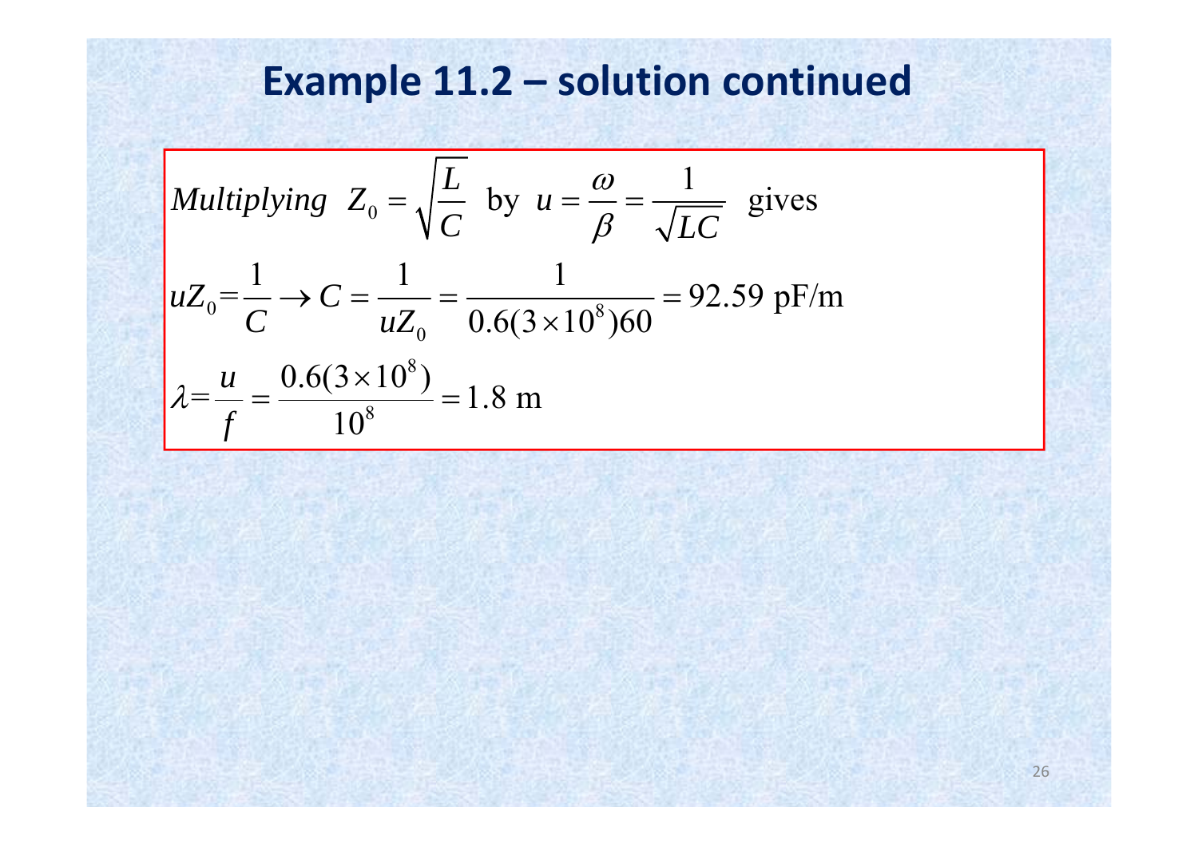# Example 11.2 – solution continued

$$Multiplying \;\; Z_0 = \sqrt{\frac{L}{C}} \;\text{ by }\; u = \frac{\omega}{\beta} = \frac{1}{\sqrt{LC}} \;\text{ gives}$$

$$uZ_0 = \frac{1}{C} \rightarrow C = \frac{1}{uZ_0} = \frac{1}{0.6(3\times10^8)60} = 92.59 \text{ pF/m}$$

$$\lambda = \frac{u}{f} = \frac{0.6(3\times10^8)}{10^8} = 1.8 \text{ m}$$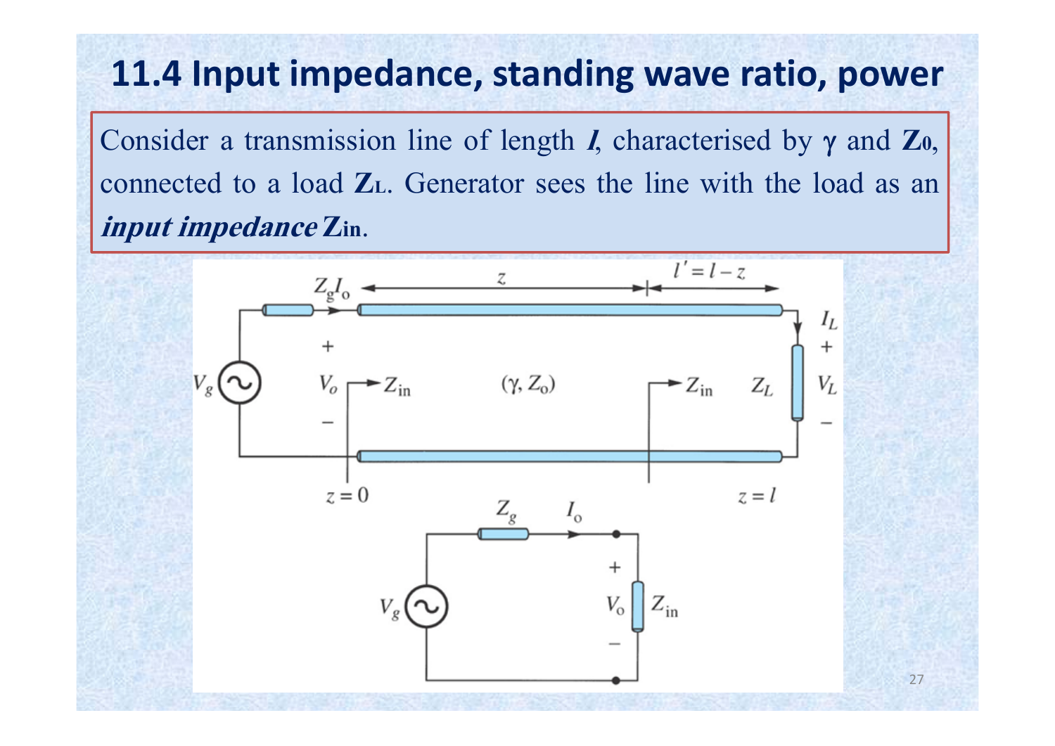# 11.4 Input impedance, standing wave ratio, power

Consider a transmission line of length $l$, characterised by $\gamma$ and $Z_0$, connected to a load $Z_L$. Generator sees the line with the load as an ***input impedance*** $Z_{in}$.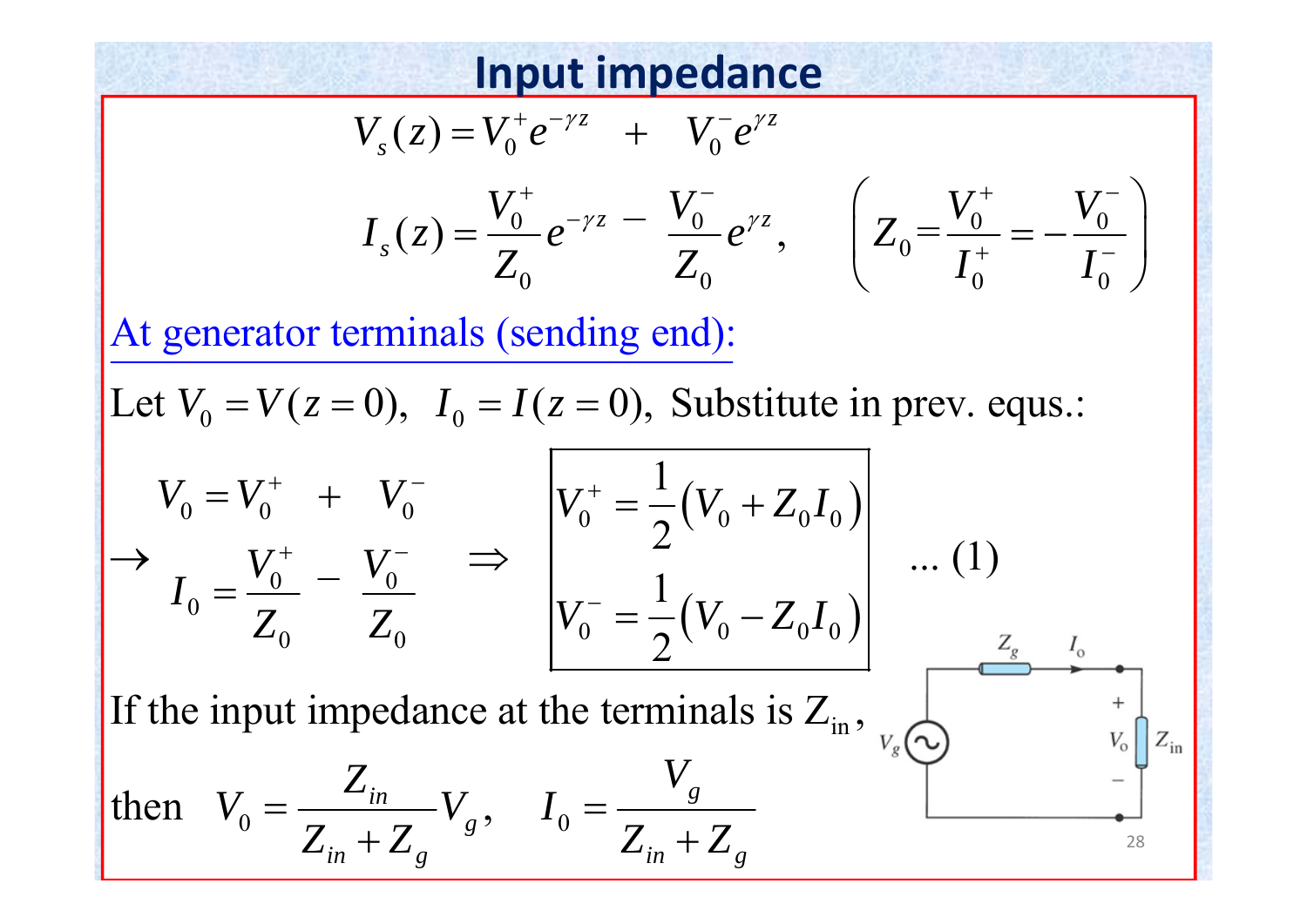# Input impedance

$$V_s(z) = V_0^+ e^{-\gamma z} + V_0^- e^{\gamma z}$$

$$I_s(z) = \frac{V_0^+}{Z_0} e^{-\gamma z} - \frac{V_0^-}{Z_0} e^{\gamma z}, \qquad \left( Z_0 = \frac{V_0^+}{I_0^+} = -\frac{V_0^-}{I_0^-} \right)$$

At generator terminals (sending end):

Let $V_0 = V(z=0)$, $I_0 = I(z=0)$, Substitute in prev. equs.:

$$\rightarrow \begin{array}{l} V_0 = V_0^+ + V_0^- \\ I_0 = \dfrac{V_0^+}{Z_0} - \dfrac{V_0^-}{Z_0} \end{array} \Rightarrow \boxed{\begin{array}{l} V_0^+ = \dfrac{1}{2}\left(V_0 + Z_0 I_0\right) \\ V_0^- = \dfrac{1}{2}\left(V_0 - Z_0 I_0\right) \end{array}} \quad \dots (1)$$

If the input impedance at the terminals is $Z_{in}$,

then $V_0 = \dfrac{Z_{in}}{Z_{in} + Z_g} V_g$, $\quad I_0 = \dfrac{V_g}{Z_{in} + Z_g}$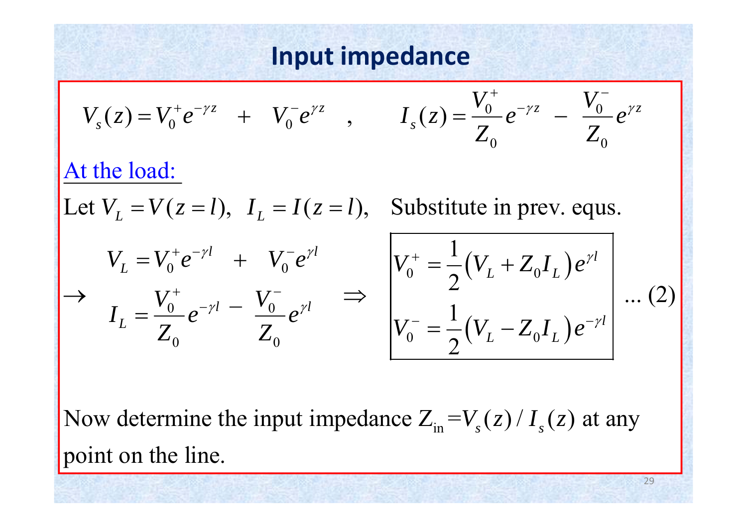# Input impedance

$$V_s(z) = V_0^+ e^{-\gamma z} \quad + \quad V_0^- e^{\gamma z} \quad , \qquad I_s(z) = \frac{V_0^+}{Z_0} e^{-\gamma z} \; - \; \frac{V_0^-}{Z_0} e^{\gamma z}$$

<u>At the load:</u>

Let $V_L = V(z = l)$, $I_L = I(z = l)$, Substitute in prev. equs.

$$\rightarrow \begin{aligned} V_L &= V_0^+ e^{-\gamma l} \quad + \quad V_0^- e^{\gamma l} \\ I_L &= \frac{V_0^+}{Z_0} e^{-\gamma l} - \frac{V_0^-}{Z_0} e^{\gamma l} \end{aligned} \quad \Rightarrow \quad \boxed{\begin{aligned} V_0^+ &= \frac{1}{2}\left(V_L + Z_0 I_L\right) e^{\gamma l} \\ V_0^- &= \frac{1}{2}\left(V_L - Z_0 I_L\right) e^{-\gamma l} \end{aligned}} \quad \ldots (2)$$

Now determine the input impedance $Z_{\text{in}} = V_s(z) / I_s(z)$ at any point on the line.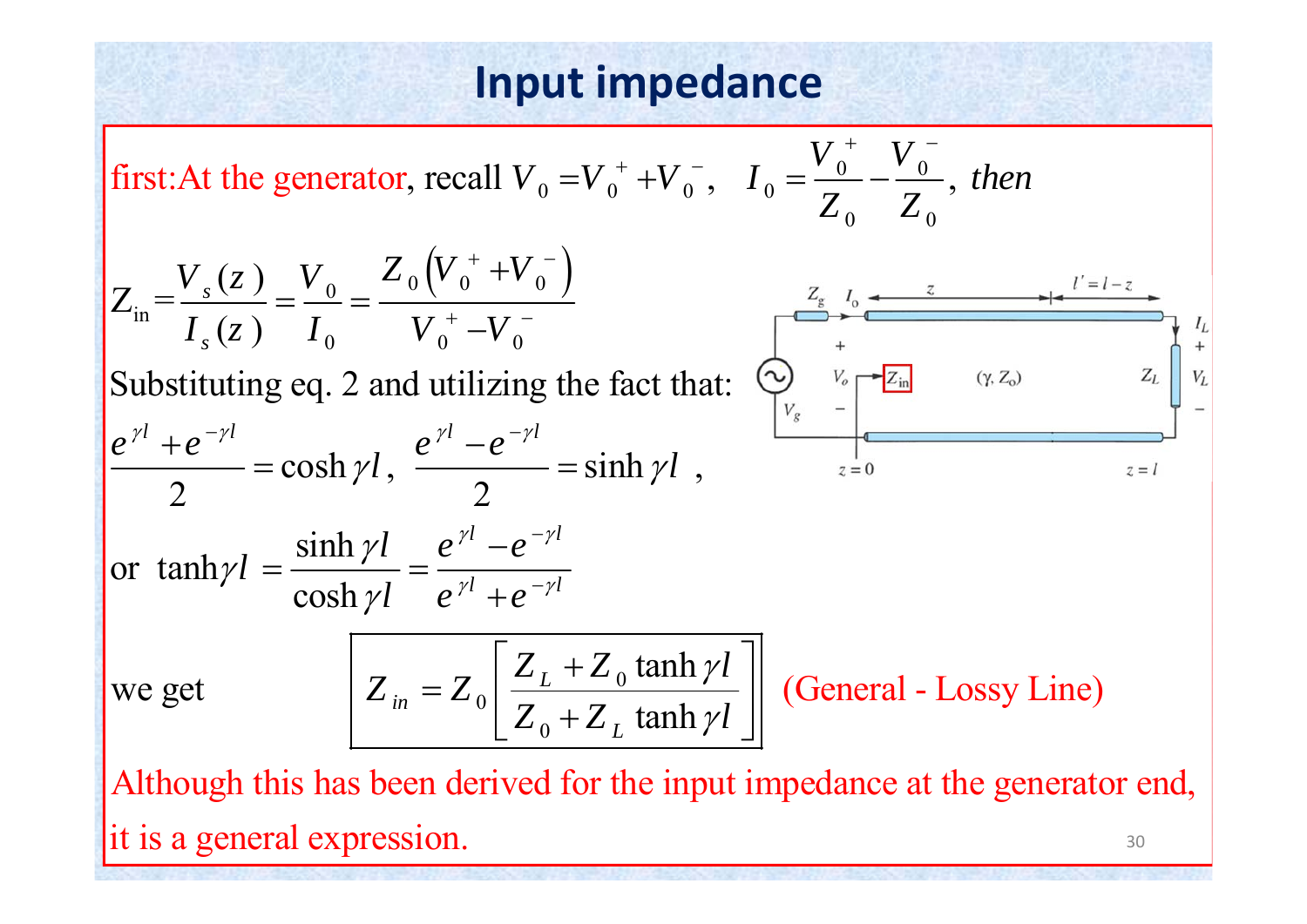# Input impedance

first:At the generator, recall $V_0 = V_0^+ + V_0^-$, $\quad I_0 = \dfrac{V_0^+}{Z_0} - \dfrac{V_0^-}{Z_0}$, *then*

$$Z_{\text{in}} = \frac{V_s(z)}{I_s(z)} = \frac{V_0}{I_0} = \frac{Z_0\left(V_0^+ + V_0^-\right)}{V_0^+ - V_0^-}$$

Substituting eq. 2 and utilizing the fact that:

$$\frac{e^{\gamma l} + e^{-\gamma l}}{2} = \cosh \gamma l, \quad \frac{e^{\gamma l} - e^{-\gamma l}}{2} = \sinh \gamma l,$$

or

$$\tanh \gamma l = \frac{\sinh \gamma l}{\cosh \gamma l} = \frac{e^{\gamma l} - e^{-\gamma l}}{e^{\gamma l} + e^{-\gamma l}}$$

we get

$$Z_{in} = Z_0 \left[ \frac{Z_L + Z_0 \tanh \gamma l}{Z_0 + Z_L \tanh \gamma l} \right] \quad \text{(General - Lossy Line)}$$

Although this has been derived for the input impedance at the generator end, it is a general expression.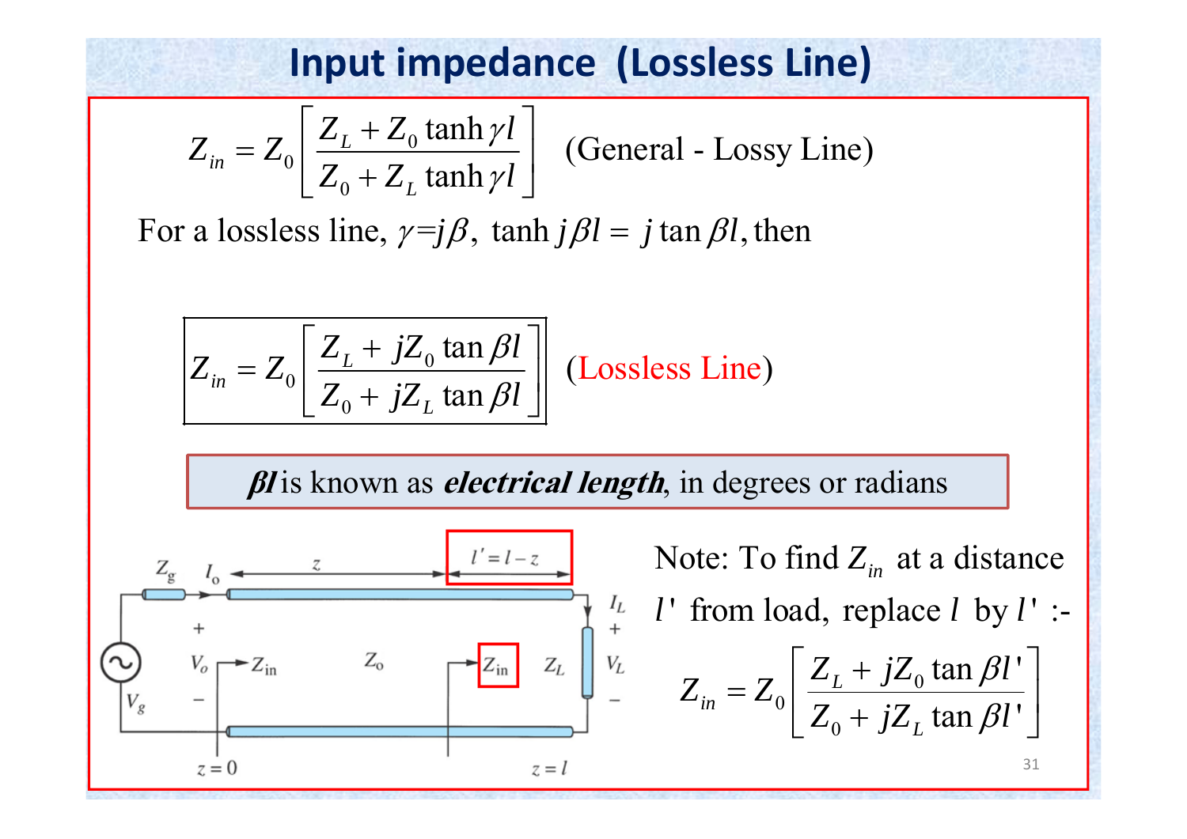# Input impedance (Lossless Line)

$$Z_{in} = Z_0 \left[ \frac{Z_L + Z_0 \tanh \gamma l}{Z_0 + Z_L \tanh \gamma l} \right] \quad \text{(General - Lossy Line)}$$

For a lossless line, $\gamma = j\beta$, $\tanh j\beta l = j \tan \beta l$, then

$$Z_{in} = Z_0 \left[ \frac{Z_L + jZ_0 \tan \beta l}{Z_0 + jZ_L \tan \beta l} \right] \quad \text{(Lossless Line)}$$

***βl*** is known as ***electrical length***, in degrees or radians

Note: To find $Z_{in}$ at a distance $l'$ from load, replace $l$ by $l'$ :-

$$Z_{in} = Z_0 \left[ \frac{Z_L + jZ_0 \tan \beta l'}{Z_0 + jZ_L \tan \beta l'} \right]$$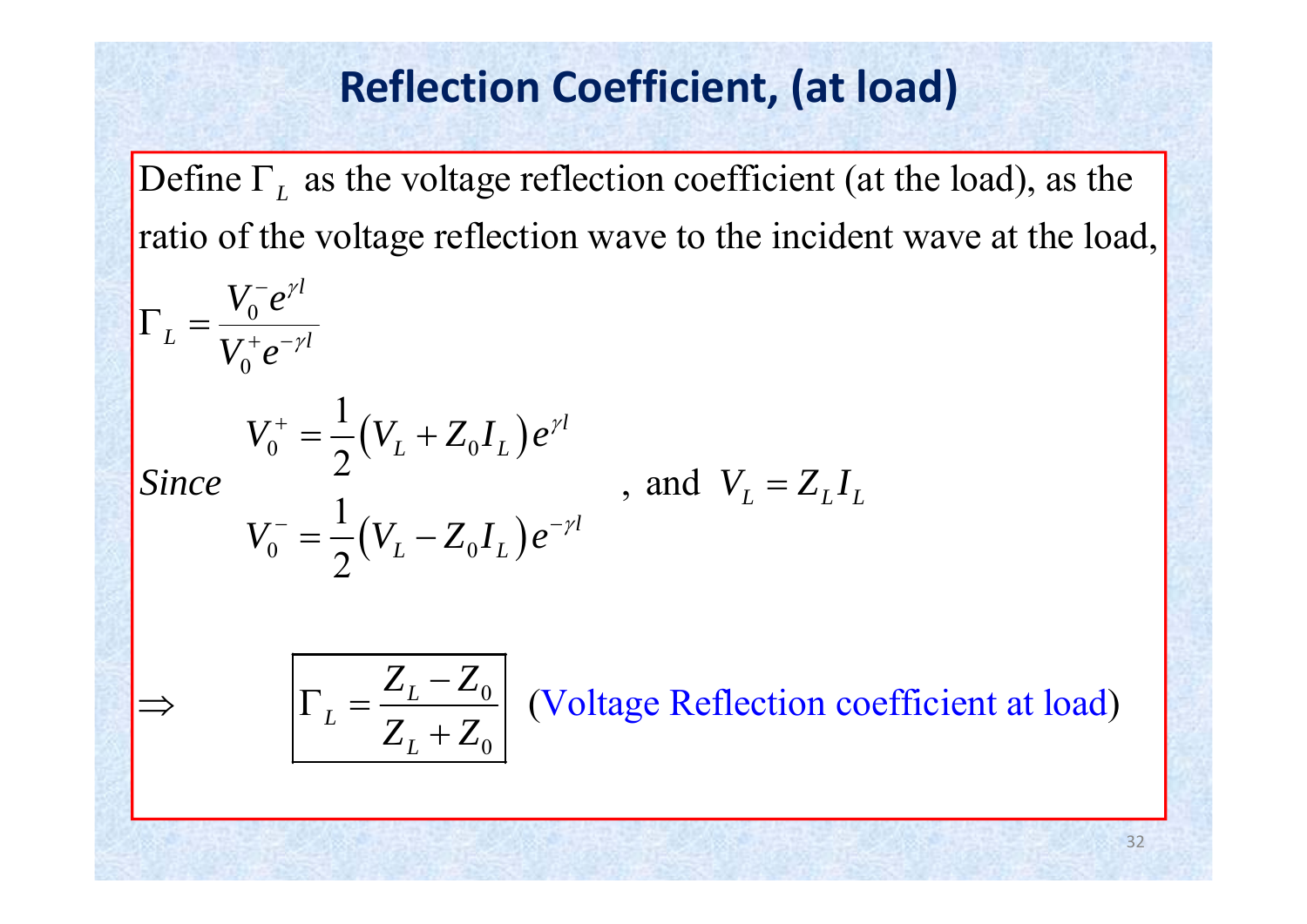# Reflection Coefficient, (at load)

Define $\Gamma_L$ as the voltage reflection coefficient (at the load), as the ratio of the voltage reflection wave to the incident wave at the load,

$$\Gamma_L = \frac{V_0^- e^{\gamma l}}{V_0^+ e^{-\gamma l}}$$

*Since*

$$V_0^+ = \frac{1}{2}\left(V_L + Z_0 I_L\right) e^{\gamma l}$$

$$V_0^- = \frac{1}{2}\left(V_L - Z_0 I_L\right) e^{-\gamma l}$$

, and $V_L = Z_L I_L$

$$\Rightarrow \qquad \boxed{\Gamma_L = \frac{Z_L - Z_0}{Z_L + Z_0}}$$

(Voltage Reflection coefficient at load)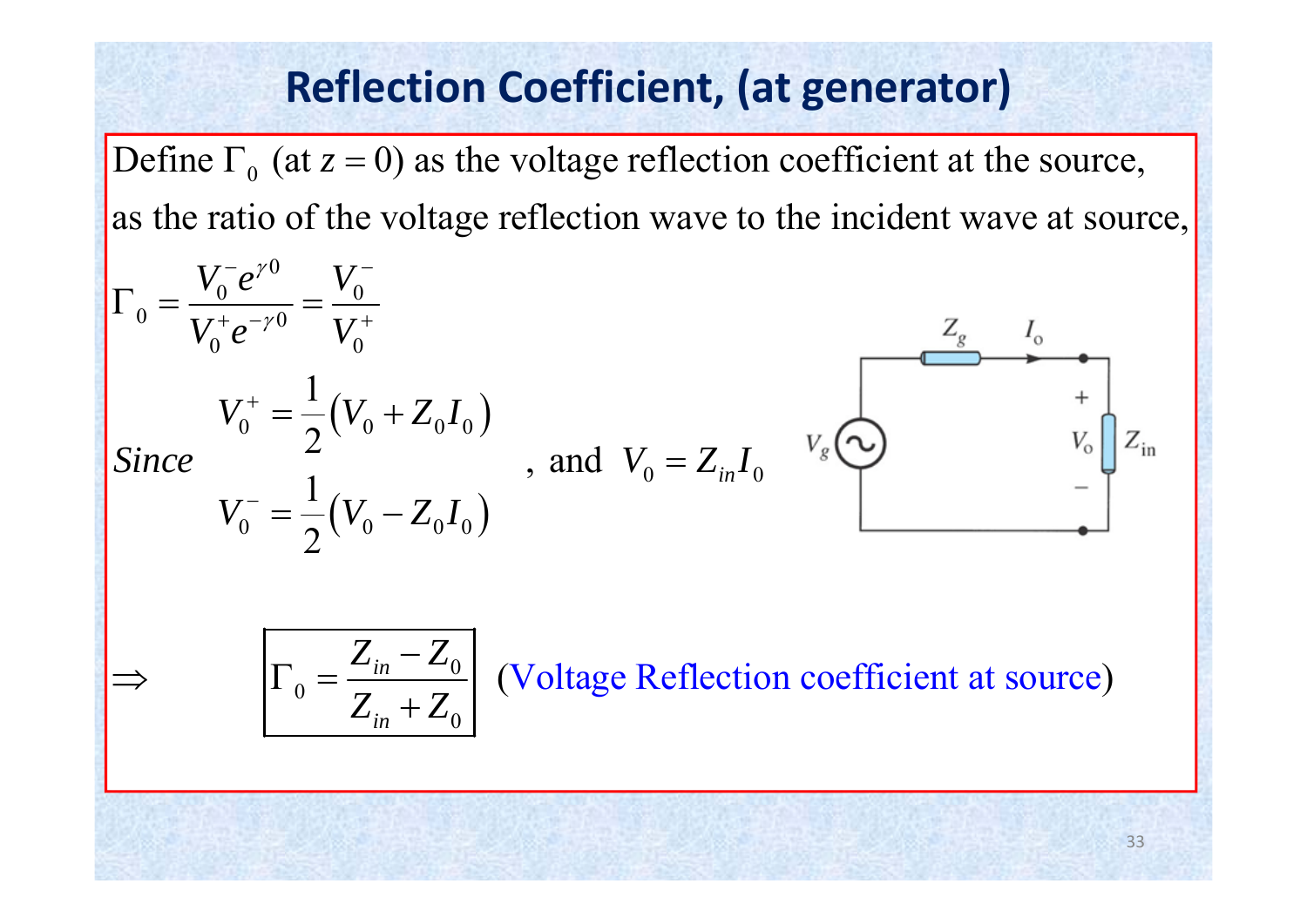# Reflection Coefficient, (at generator)

Define $\Gamma_0$ (at $z = 0$) as the voltage reflection coefficient at the source, as the ratio of the voltage reflection wave to the incident wave at source,

$$\Gamma_0 = \frac{V_0^- e^{\gamma 0}}{V_0^+ e^{-\gamma 0}} = \frac{V_0^-}{V_0^+}$$

*Since*

$$V_0^+ = \frac{1}{2}\left(V_0 + Z_0 I_0\right)$$

$$V_0^- = \frac{1}{2}\left(V_0 - Z_0 I_0\right)$$

, and $V_0 = Z_{in} I_0$

$$\Rightarrow \qquad \boxed{\Gamma_0 = \frac{Z_{in} - Z_0}{Z_{in} + Z_0}}$$

(Voltage Reflection coefficient at source)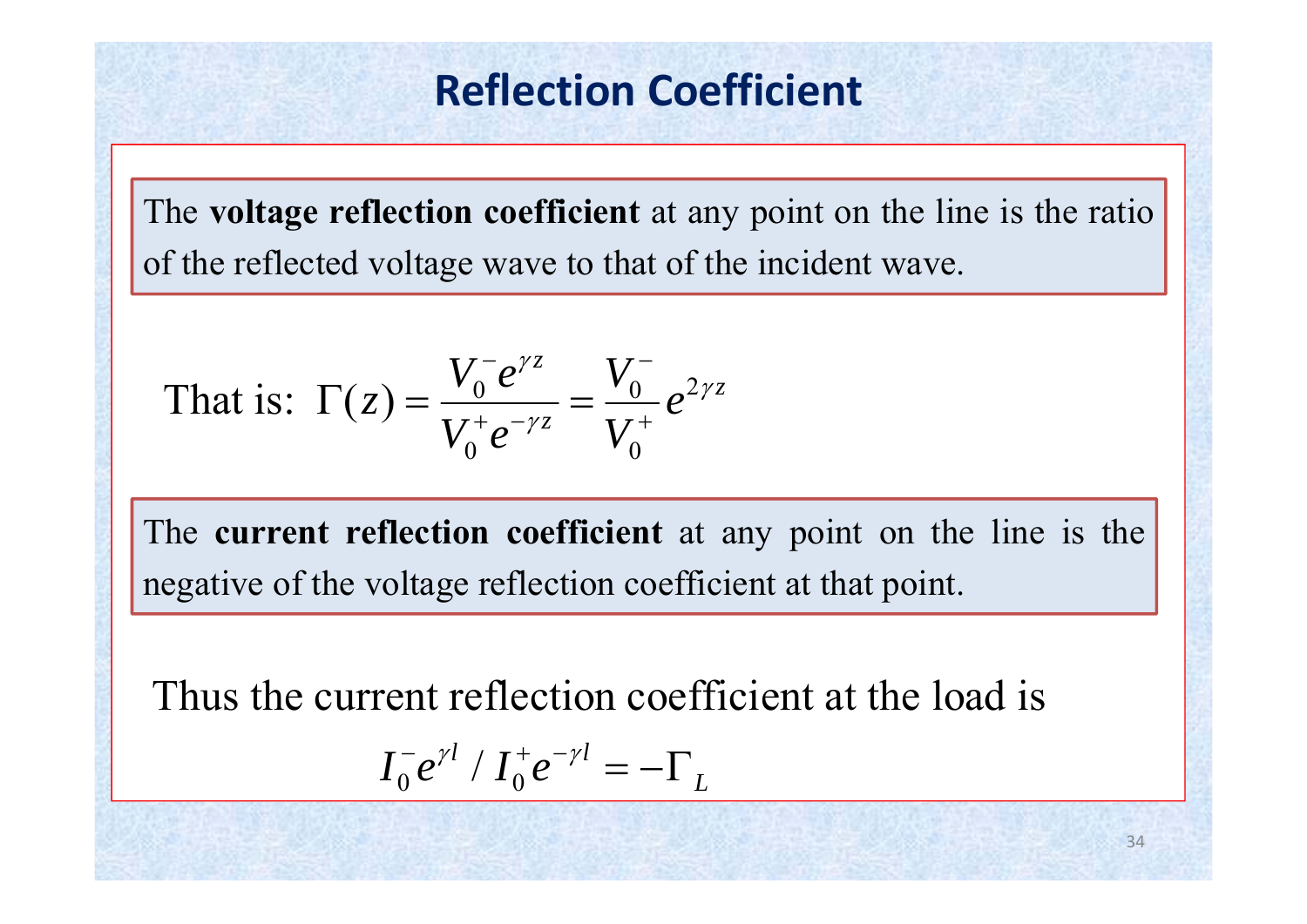# Reflection Coefficient

The **voltage reflection coefficient** at any point on the line is the ratio of the reflected voltage wave to that of the incident wave.

$$\text{That is: } \Gamma(z) = \frac{V_0^- e^{\gamma z}}{V_0^+ e^{-\gamma z}} = \frac{V_0^-}{V_0^+} e^{2\gamma z}$$

The **current reflection coefficient** at any point on the line is the negative of the voltage reflection coefficient at that point.

Thus the current reflection coefficient at the load is

$$I_0^- e^{\gamma l} / I_0^+ e^{-\gamma l} = -\Gamma_L$$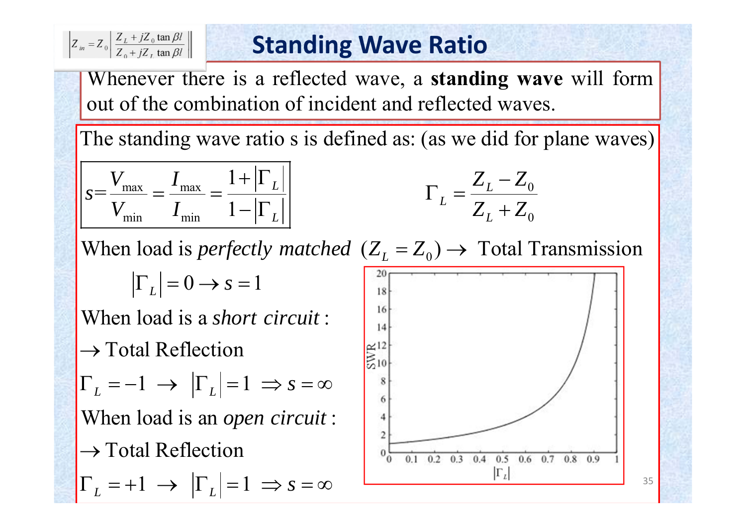$$Z_{in} = Z_0 \left| \frac{Z_L + jZ_0 \tan \beta l}{Z_0 + jZ_L \tan \beta l} \right|$$

# Standing Wave Ratio

Whenever there is a reflected wave, a **standing wave** will form out of the combination of incident and reflected waves.

The standing wave ratio s is defined as: (as we did for plane waves)

$$s = \frac{V_{\max}}{V_{\min}} = \frac{I_{\max}}{I_{\min}} = \frac{1 + |\Gamma_L|}{1 - |\Gamma_L|}$$

$$\Gamma_L = \frac{Z_L - Z_0}{Z_L + Z_0}$$

When load is *perfectly matched* $(Z_L = Z_0) \rightarrow$ Total Transmission

$$|\Gamma_L| = 0 \rightarrow s = 1$$

When load is a *short circuit* :

$\rightarrow$ Total Reflection

$\Gamma_L = -1 \ \rightarrow \ |\Gamma_L| = 1 \ \Rightarrow s = \infty$

When load is an *open circuit* :

$\rightarrow$ Total Reflection

$\Gamma_L = +1 \ \rightarrow \ |\Gamma_L| = 1 \ \Rightarrow s = \infty$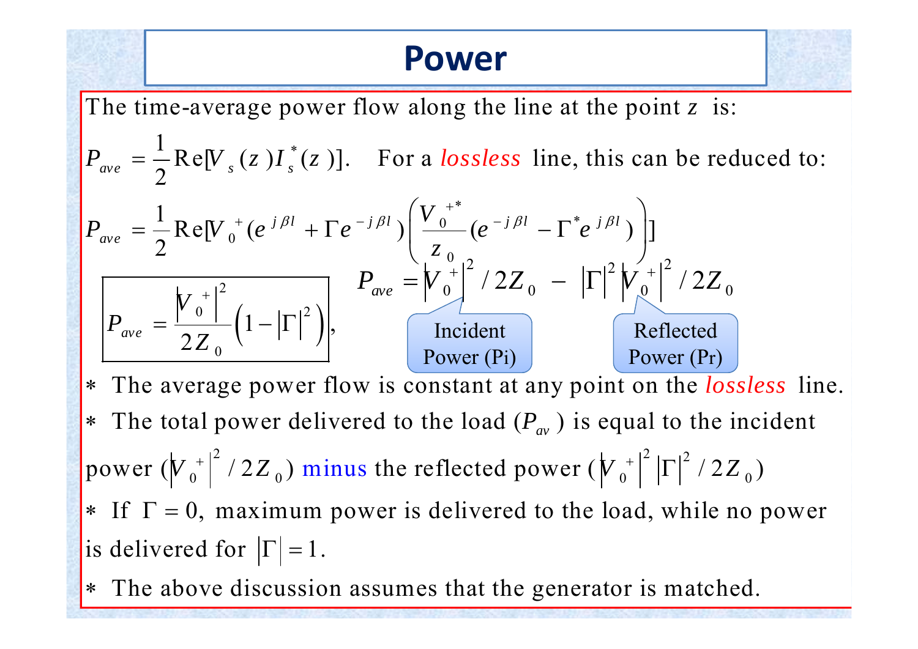# Power

The time-average power flow along the line at the point $z$ is:

$P_{ave} = \frac{1}{2}\text{Re}[V_s(z)I_s^*(z)]$. For a *lossless* line, this can be reduced to:

$$P_{ave} = \frac{1}{2}\text{Re}[V_0^+(e^{j\beta l} + \Gamma e^{-j\beta l})\left(\frac{V_0^{+*}}{z_0}(e^{-j\beta l} - \Gamma^* e^{j\beta l})\right)]$$

$$\boxed{P_{ave} = \frac{|V_0^+|^2}{2Z_0}\left(1 - |\Gamma|^2\right)},$$

$$P_{ave} = |V_0^+|^2 / 2Z_0 \; - \; |\Gamma|^2 |V_0^+|^2 / 2Z_0$$

Incident Power (Pi) — Reflected Power (Pr)

* The average power flow is constant at any point on the *lossless* line.
* The total power delivered to the load ($P_{av}$) is equal to the incident power ($|V_0^+|^2 / 2Z_0$) minus the reflected power ($|V_0^+|^2 |\Gamma|^2 / 2Z_0$)
* If $\Gamma = 0$, maximum power is delivered to the load, while no power is delivered for $|\Gamma| = 1$.
* The above discussion assumes that the generator is matched.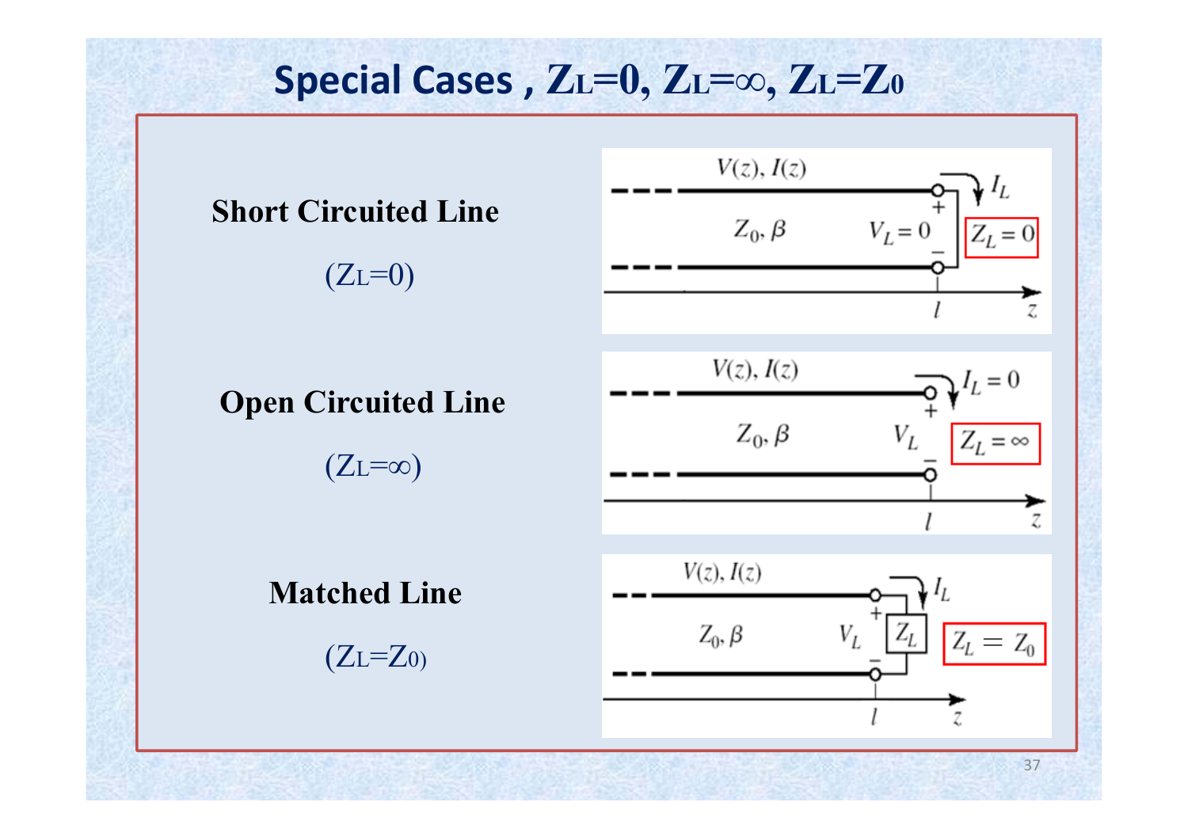# Special Cases , $Z_L=0$, $Z_L=\infty$, $Z_L=Z_0$

**Short Circuited Line**

($Z_L=0$)

**Open Circuited Line**

($Z_L=\infty$)

**Matched Line**

($Z_L=Z_0$)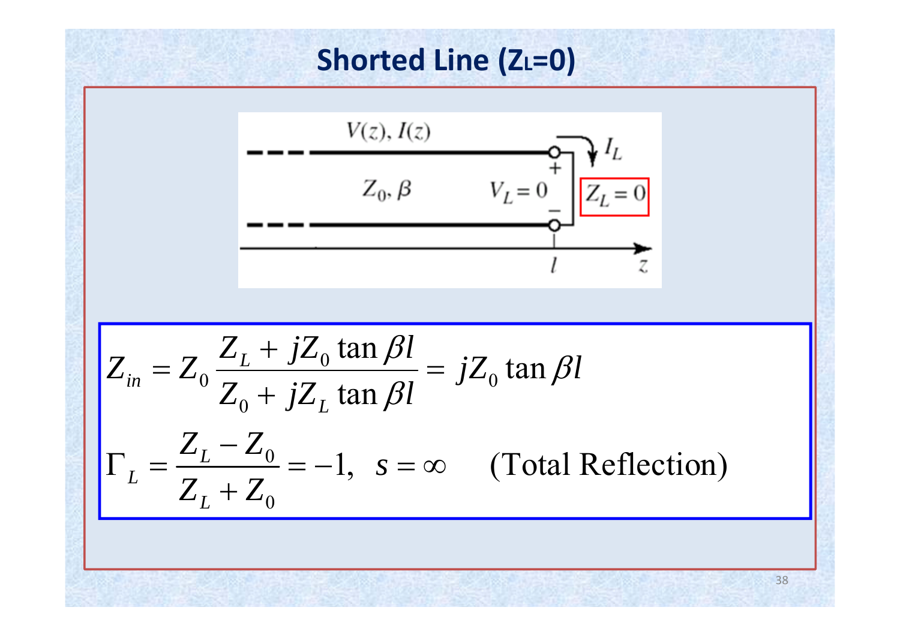# Shorted Line ($Z_L$=0)

$$Z_{in} = Z_0 \frac{Z_L + jZ_0 \tan \beta l}{Z_0 + jZ_L \tan \beta l} = jZ_0 \tan \beta l$$

$$\Gamma_L = \frac{Z_L - Z_0}{Z_L + Z_0} = -1, \quad s = \infty \qquad \text{(Total Reflection)}$$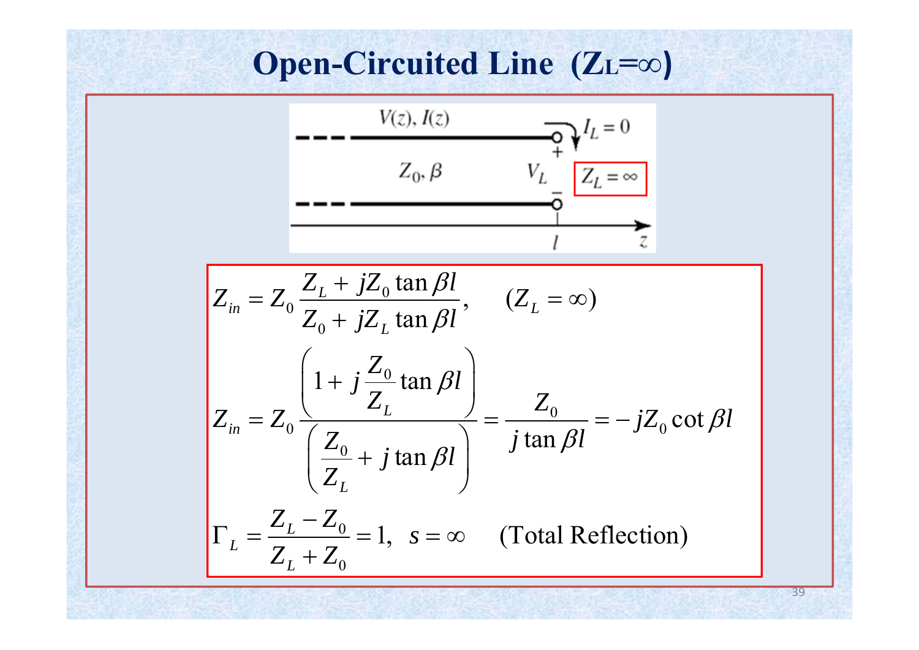# Open-Circuited Line ($Z_L=\infty$)

$$Z_{in} = Z_0 \frac{Z_L + jZ_0 \tan \beta l}{Z_0 + jZ_L \tan \beta l}, \qquad (Z_L = \infty)$$

$$Z_{in} = Z_0 \frac{\left(1 + j\dfrac{Z_0}{Z_L}\tan \beta l\right)}{\left(\dfrac{Z_0}{Z_L} + j\tan \beta l\right)} = \frac{Z_0}{j\tan \beta l} = -jZ_0 \cot \beta l$$

$$\Gamma_L = \frac{Z_L - Z_0}{Z_L + Z_0} = 1, \quad s = \infty \qquad \text{(Total Reflection)}$$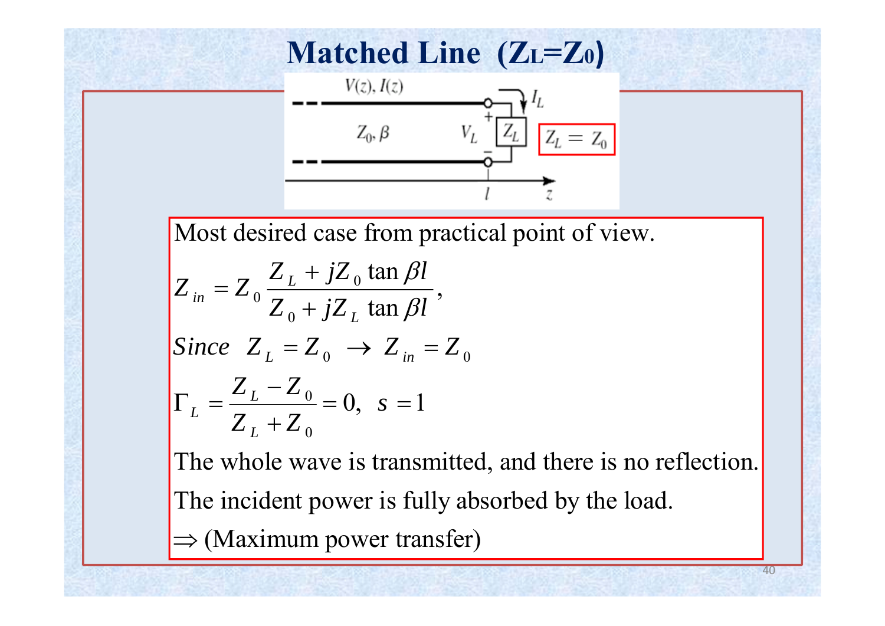# Matched Line ($Z_L = Z_0$)

Most desired case from practical point of view.

$$Z_{in} = Z_0 \frac{Z_L + jZ_0 \tan \beta l}{Z_0 + jZ_L \tan \beta l},$$

$$Since \quad Z_L = Z_0 \;\rightarrow\; Z_{in} = Z_0$$

$$\Gamma_L = \frac{Z_L - Z_0}{Z_L + Z_0} = 0, \quad s = 1$$

The whole wave is transmitted, and there is no reflection.

The incident power is fully absorbed by the load.

$\Rightarrow$ (Maximum power transfer)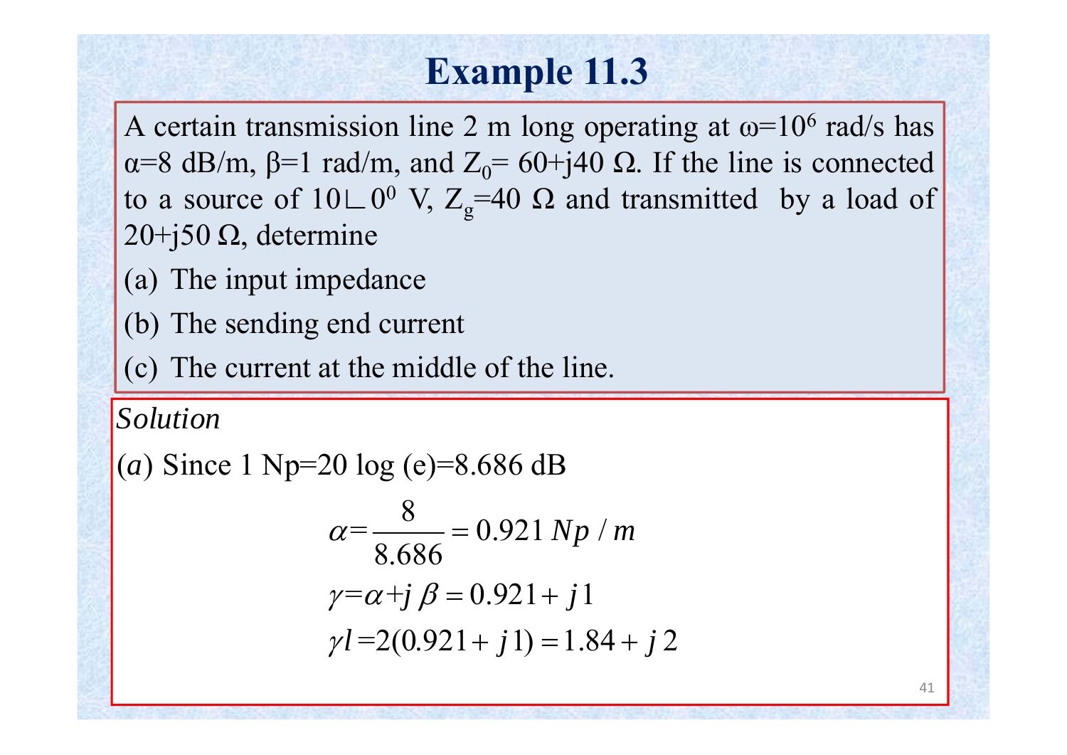# Example 11.3

A certain transmission line 2 m long operating at $\omega=10^6$ rad/s has $\alpha$=8 dB/m, $\beta$=1 rad/m, and $Z_0$= 60+j40 Ω. If the line is connected to a source of $10\angle 0^0$ V, $Z_g$=40 Ω and transmitted by a load of 20+j50 Ω, determine

(a) The input impedance

(b) The sending end current

(c) The current at the middle of the line.

*Solution*

(*a*) Since 1 Np=20 log (e)=8.686 dB

$$\alpha = \frac{8}{8.686} = 0.921\, Np/m$$

$$\gamma = \alpha + j\beta = 0.921 + j1$$

$$\gamma l = 2(0.921 + j1) = 1.84 + j2$$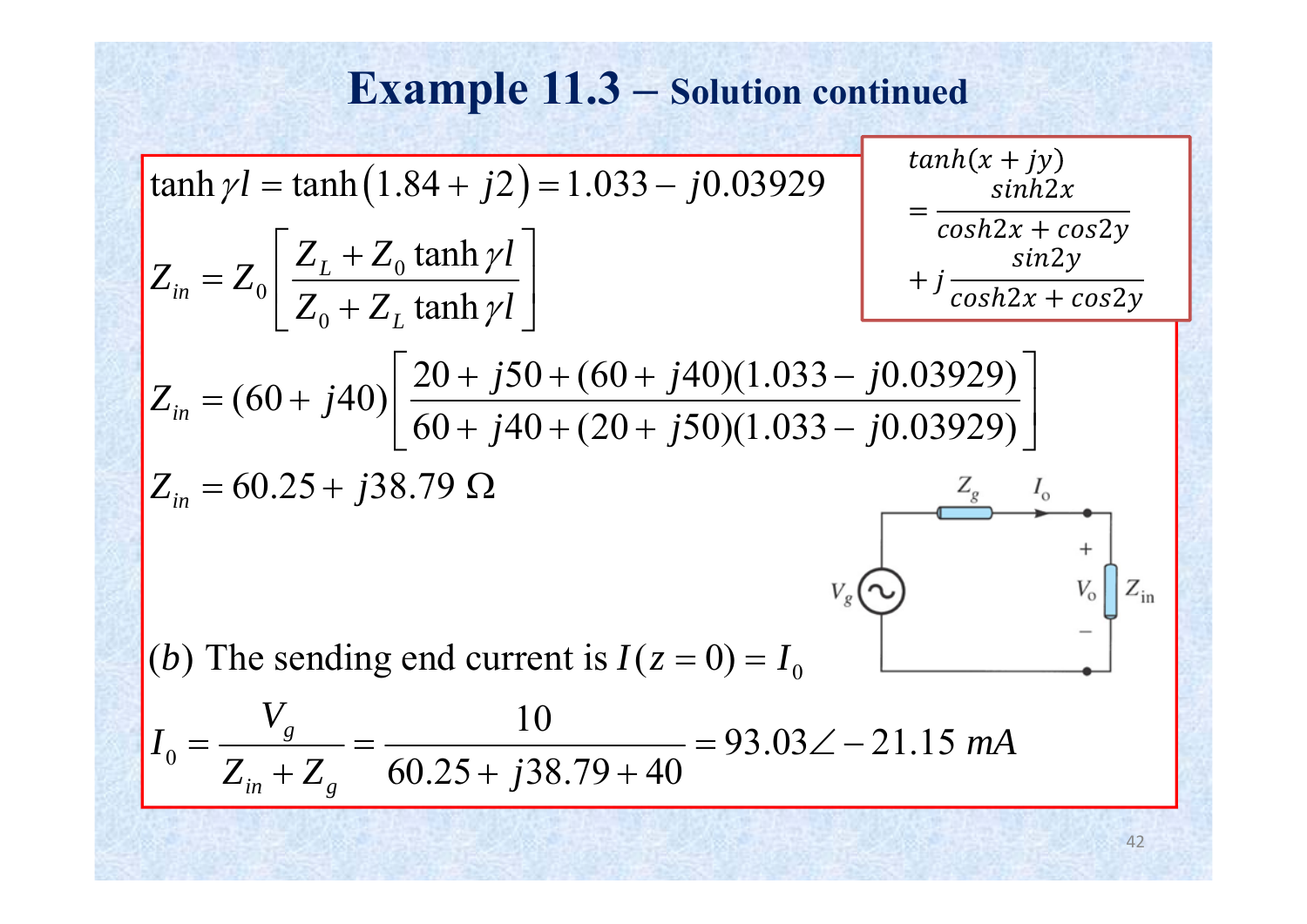# Example 11.3 – Solution continued

$$\tanh \gamma l = \tanh(1.84 + j2) = 1.033 - j0.03929$$

$$\tanh(x + jy) = \frac{\sinh 2x}{\cosh 2x + \cos 2y} + j\frac{\sin 2y}{\cosh 2x + \cos 2y}$$

$$Z_{in} = Z_0 \left[ \frac{Z_L + Z_0 \tanh \gamma l}{Z_0 + Z_L \tanh \gamma l} \right]$$

$$Z_{in} = (60 + j40)\left[ \frac{20 + j50 + (60 + j40)(1.033 - j0.03929)}{60 + j40 + (20 + j50)(1.033 - j0.03929)} \right]$$

$$Z_{in} = 60.25 + j38.79\ \Omega$$

(*b*) The sending end current is $I(z = 0) = I_0$

$$I_0 = \frac{V_g}{Z_{in} + Z_g} = \frac{10}{60.25 + j38.79 + 40} = 93.03\angle -21.15\ mA$$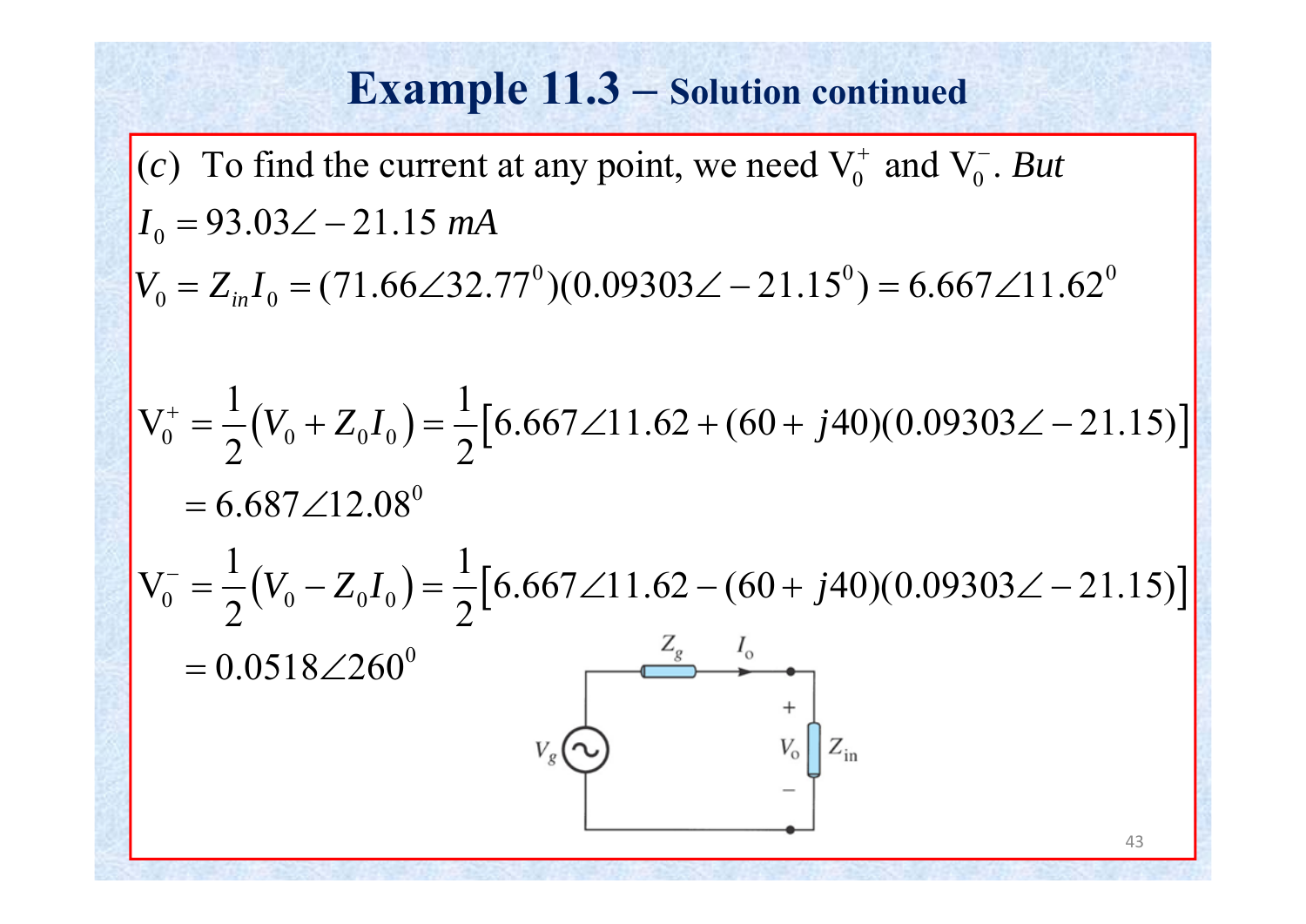# Example 11.3 – Solution continued

$(c)$ To find the current at any point, we need $V_0^+$ and $V_0^-$. *But*

$$I_0 = 93.03\angle -21.15 \ mA$$

$$V_0 = Z_{in} I_0 = (71.66\angle 32.77^0)(0.09303\angle -21.15^0) = 6.667\angle 11.62^0$$

$$V_0^+ = \frac{1}{2}\left(V_0 + Z_0 I_0\right) = \frac{1}{2}\left[6.667\angle 11.62 + (60 + j40)(0.09303\angle -21.15)\right]$$

$$= 6.687\angle 12.08^0$$

$$V_0^- = \frac{1}{2}\left(V_0 - Z_0 I_0\right) = \frac{1}{2}\left[6.667\angle 11.62 - (60 + j40)(0.09303\angle -21.15)\right]$$

$$= 0.0518\angle 260^0$$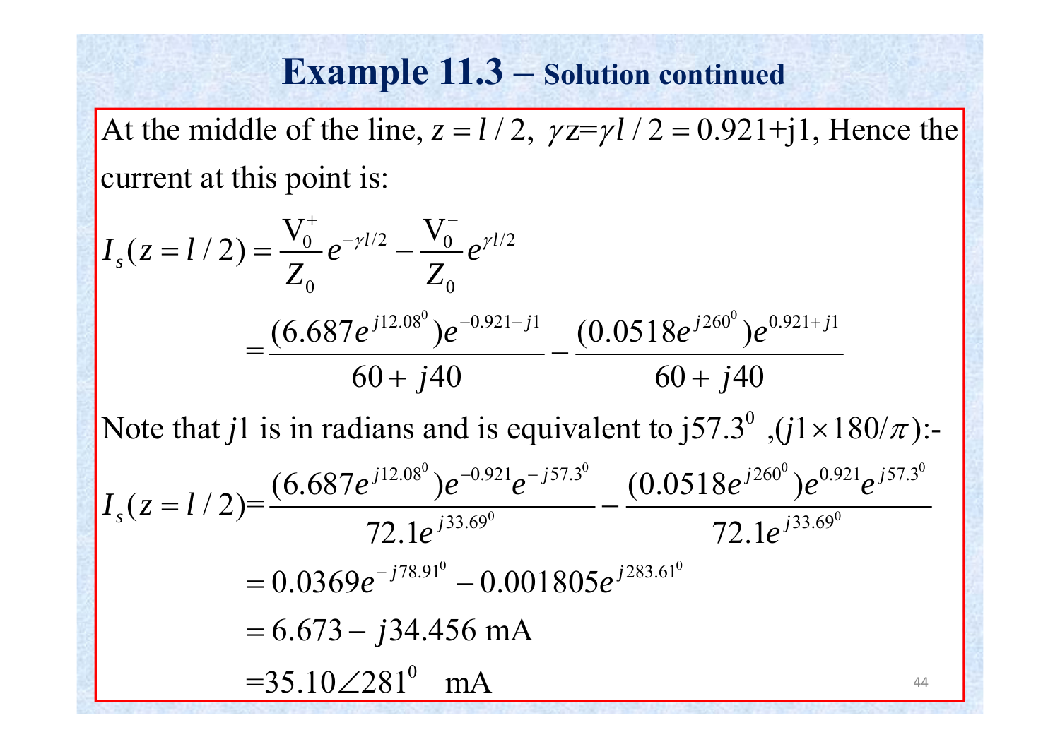# Example 11.3 – Solution continued

At the middle of the line, $z = l/2$, $\gamma z = \gamma l/2 = 0.921 + j1$, Hence the current at this point is:

$$I_s(z = l/2) = \frac{V_0^+}{Z_0} e^{-\gamma l/2} - \frac{V_0^-}{Z_0} e^{\gamma l/2}$$

$$= \frac{(6.687 e^{j12.08^0}) e^{-0.921 - j1}}{60 + j40} - \frac{(0.0518 e^{j260^0}) e^{0.921 + j1}}{60 + j40}$$

Note that $j1$ is in radians and is equivalent to $j57.3^0$ ,($j1 \times 180/\pi$):-

$$I_s(z = l/2) = \frac{(6.687 e^{j12.08^0}) e^{-0.921} e^{-j57.3^0}}{72.1 e^{j33.69^0}} - \frac{(0.0518 e^{j260^0}) e^{0.921} e^{j57.3^0}}{72.1 e^{j33.69^0}}$$

$$= 0.0369 e^{-j78.91^0} - 0.001805 e^{j283.61^0}$$

$$= 6.673 - j34.456 \text{ mA}$$

$$= 35.10 \angle 281^0 \quad \text{mA}$$